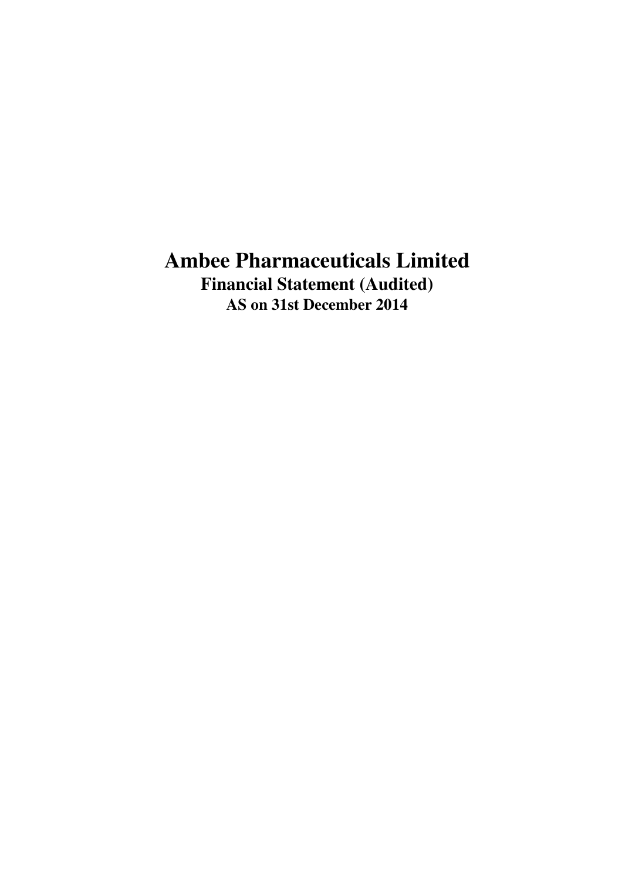# Ambee Pharmaceuticals Limited

## Financial Statement (Audited)

### AS on 31st December 2014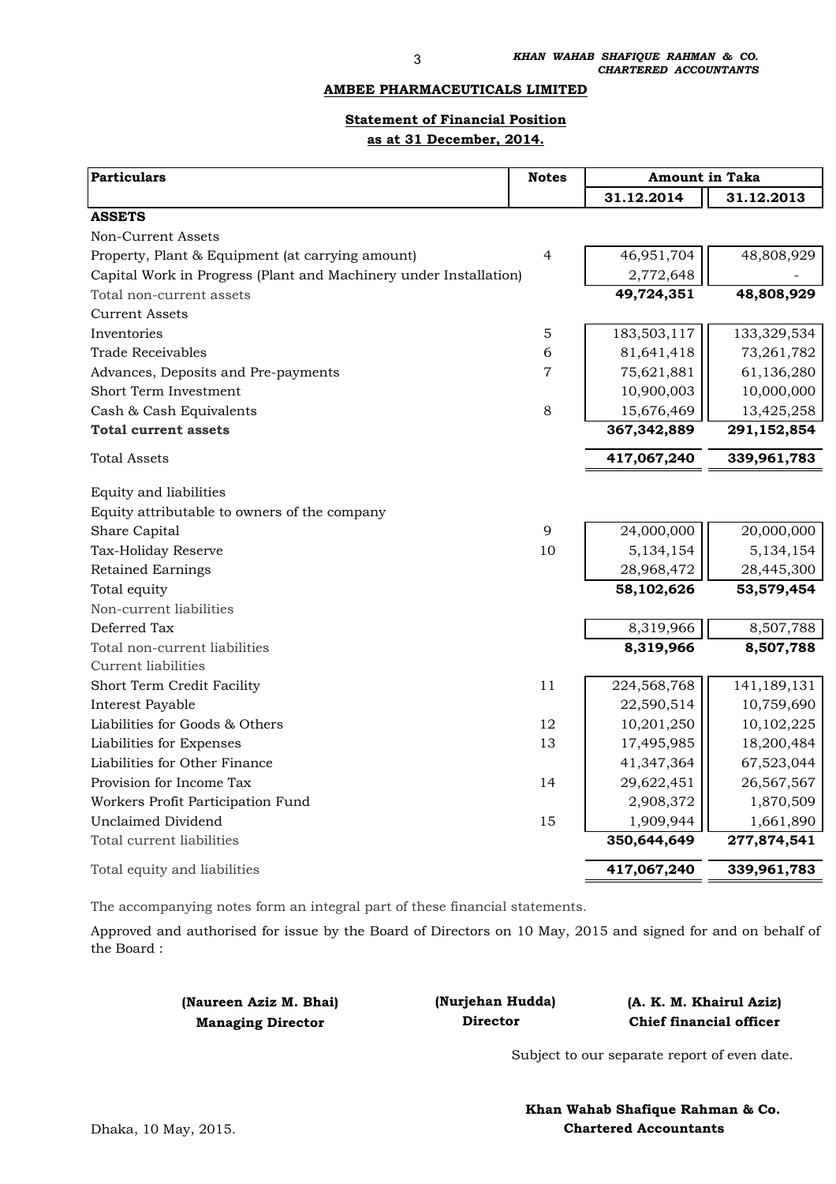## AMBEE PHARMACEUTICALS LIMITED

### Statement of Financial Position

### as at 31 December, 2014.

| Particulars | Notes | Amount in Taka | |
|---|---|---|---|
| | | 31.12.2014 | 31.12.2013 |
| **ASSETS** | | | |
| Non-Current Assets | | | |
| Property, Plant & Equipment (at carrying amount) | 4 | 46,951,704 | 48,808,929 |
| Capital Work in Progress (Plant and Machinery under Installation) | | 2,772,648 | - |
| Total non-current assets | | **49,724,351** | **48,808,929** |
| Current Assets | | | |
| Inventories | 5 | 183,503,117 | 133,329,534 |
| Trade Receivables | 6 | 81,641,418 | 73,261,782 |
| Advances, Deposits and Pre-payments | 7 | 75,621,881 | 61,136,280 |
| Short Term Investment | | 10,900,003 | 10,000,000 |
| Cash & Cash Equivalents | 8 | 15,676,469 | 13,425,258 |
| **Total current assets** | | **367,342,889** | **291,152,854** |
| Total Assets | | **417,067,240** | **339,961,783** |
| Equity and liabilities | | | |
| Equity attributable to owners of the company | | | |
| Share Capital | 9 | 24,000,000 | 20,000,000 |
| Tax-Holiday Reserve | 10 | 5,134,154 | 5,134,154 |
| Retained Earnings | | 28,968,472 | 28,445,300 |
| Total equity | | **58,102,626** | **53,579,454** |
| Non-current liabilities | | | |
| Deferred Tax | | 8,319,966 | 8,507,788 |
| Total non-current liabilities | | **8,319,966** | **8,507,788** |
| Current liabilities | | | |
| Short Term Credit Facility | 11 | 224,568,768 | 141,189,131 |
| Interest Payable | | 22,590,514 | 10,759,690 |
| Liabilities for Goods & Others | 12 | 10,201,250 | 10,102,225 |
| Liabilities for Expenses | 13 | 17,495,985 | 18,200,484 |
| Liabilities for Other Finance | | 41,347,364 | 67,523,044 |
| Provision for Income Tax | 14 | 29,622,451 | 26,567,567 |
| Workers Profit Participation Fund | | 2,908,372 | 1,870,509 |
| Unclaimed Dividend | 15 | 1,909,944 | 1,661,890 |
| Total current liabilities | | **350,644,649** | **277,874,541** |
| Total equity and liabilities | | **417,067,240** | **339,961,783** |

The accompanying notes form an integral part of these financial statements.

Approved and authorised for issue by the Board of Directors on 10 May, 2015 and signed for and on behalf of the Board :

| | | |
|---|---|---|
| **(Naureen Aziz M. Bhai)** | **(Nurjehan Hudda)** | **(A. K. M. Khairul Aziz)** |
| **Managing Director** | **Director** | **Chief financial officer** |

Subject to our separate report of even date.

Dhaka, 10 May, 2015.

**Khan Wahab Shafique Rahman & Co.**
**Chartered Accountants**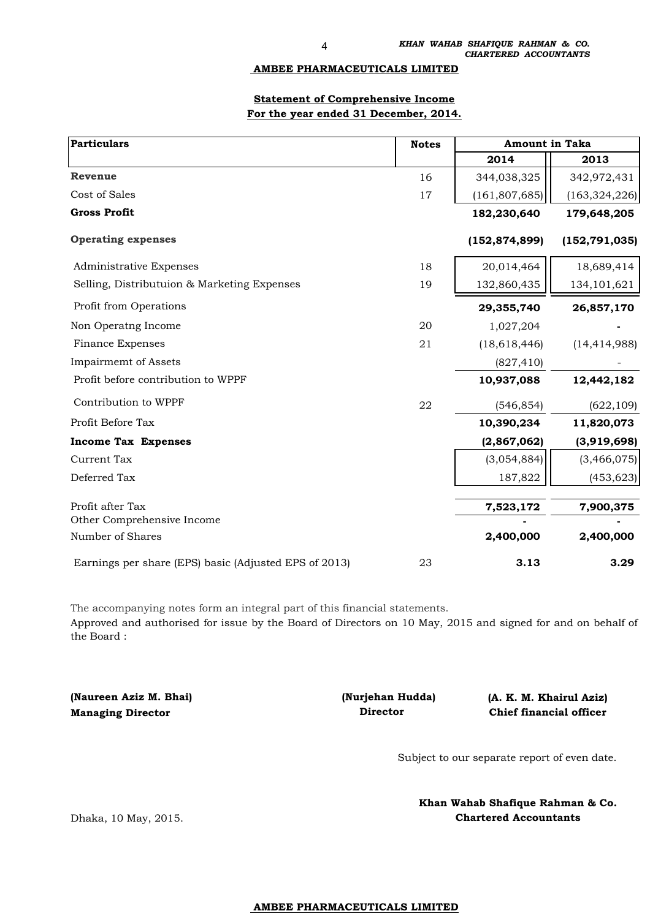**AMBEE PHARMACEUTICALS LIMITED**

**Statement of Comprehensive Income**
**For the year ended 31 December, 2014.**

| Particulars | Notes | Amount in Taka | |
|---|---|---|---|
| | | 2014 | 2013 |
| **Revenue** | 16 | 344,038,325 | 342,972,431 |
| Cost of Sales | 17 | (161,807,685) | (163,324,226) |
| **Gross Profit** | | **182,230,640** | **179,648,205** |
| **Operating expenses** | | **(152,874,899)** | **(152,791,035)** |
| Administrative Expenses | 18 | 20,014,464 | 18,689,414 |
| Selling, Distributuion & Marketing Expenses | 19 | 132,860,435 | 134,101,621 |
| Profit from Operations | | **29,355,740** | **26,857,170** |
| Non Operatng Income | 20 | 1,027,204 | - |
| Finance Expenses | 21 | (18,618,446) | (14,414,988) |
| Impairmemt of Assets | | (827,410) | - |
| Profit before contribution to WPPF | | **10,937,088** | **12,442,182** |
| Contribution to WPPF | 22 | (546,854) | (622,109) |
| Profit Before Tax | | **10,390,234** | **11,820,073** |
| **Income Tax Expenses** | | **(2,867,062)** | **(3,919,698)** |
| Current Tax | | (3,054,884) | (3,466,075) |
| Deferred Tax | | 187,822 | (453,623) |
| Profit after Tax | | **7,523,172** | **7,900,375** |
| Other Comprehensive Income | | - | - |
| Number of Shares | | **2,400,000** | **2,400,000** |
| Earnings per share (EPS) basic (Adjusted EPS of 2013) | 23 | **3.13** | **3.29** |

The accompanying notes form an integral part of this financial statements.

Approved and authorised for issue by the Board of Directors on 10 May, 2015 and signed for and on behalf of the Board :

**(Naureen Aziz M. Bhai)**
**Managing Director**

**(Nurjehan Hudda)**
**Director**

**(A. K. M. Khairul Aziz)**
**Chief financial officer**

Subject to our separate report of even date.

**Khan Wahab Shafique Rahman & Co.**
**Chartered Accountants**

Dhaka, 10 May, 2015.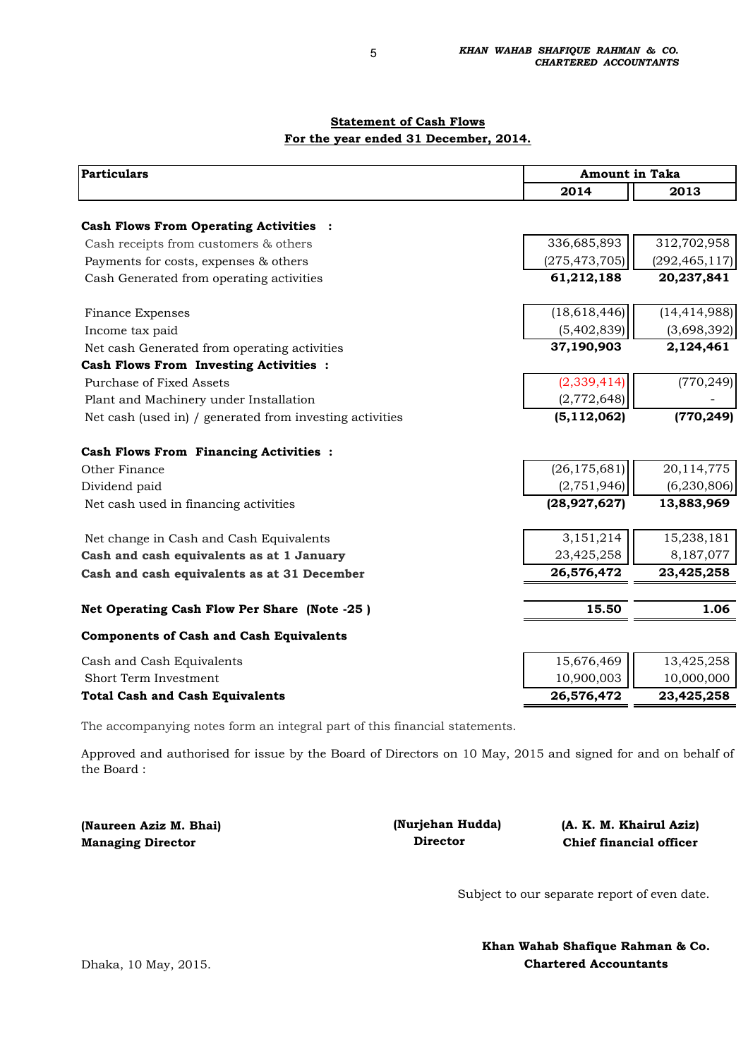**Statement of Cash Flows**
**For the year ended 31 December, 2014.**

| Particulars | Amount in Taka | |
|---|---|---|
| | **2014** | **2013** |
| **Cash Flows From Operating Activities :** | | |
| Cash receipts from customers & others | 336,685,893 | 312,702,958 |
| Payments for costs, expenses & others | (275,473,705) | (292,465,117) |
| Cash Generated from operating activities | **61,212,188** | **20,237,841** |
| Finance Expenses | (18,618,446) | (14,414,988) |
| Income tax paid | (5,402,839) | (3,698,392) |
| Net cash Generated from operating activities | **37,190,903** | **2,124,461** |
| **Cash Flows From Investing Activities :** | | |
| Purchase of Fixed Assets | (2,339,414) | (770,249) |
| Plant and Machinery under Installation | (2,772,648) | - |
| Net cash (used in) / generated from investing activities | **(5,112,062)** | **(770,249)** |
| **Cash Flows From Financing Activities :** | | |
| Other Finance | (26,175,681) | 20,114,775 |
| Dividend paid | (2,751,946) | (6,230,806) |
| Net cash used in financing activities | **(28,927,627)** | **13,883,969** |
| Net change in Cash and Cash Equivalents | 3,151,214 | 15,238,181 |
| **Cash and cash equivalents as at 1 January** | 23,425,258 | 8,187,077 |
| **Cash and cash equivalents as at 31 December** | **26,576,472** | **23,425,258** |
| **Net Operating Cash Flow Per Share (Note -25 )** | **15.50** | **1.06** |
| **Components of Cash and Cash Equivalents** | | |
| Cash and Cash Equivalents | 15,676,469 | 13,425,258 |
| Short Term Investment | 10,900,003 | 10,000,000 |
| **Total Cash and Cash Equivalents** | **26,576,472** | **23,425,258** |

The accompanying notes form an integral part of this financial statements.

Approved and authorised for issue by the Board of Directors on 10 May, 2015 and signed for and on behalf of the Board :

**(Naureen Aziz M. Bhai)**
**Managing Director**

**(Nurjehan Hudda)**
**Director**

**(A. K. M. Khairul Aziz)**
**Chief financial officer**

Subject to our separate report of even date.

**Khan Wahab Shafique Rahman & Co.**
**Chartered Accountants**

Dhaka, 10 May, 2015.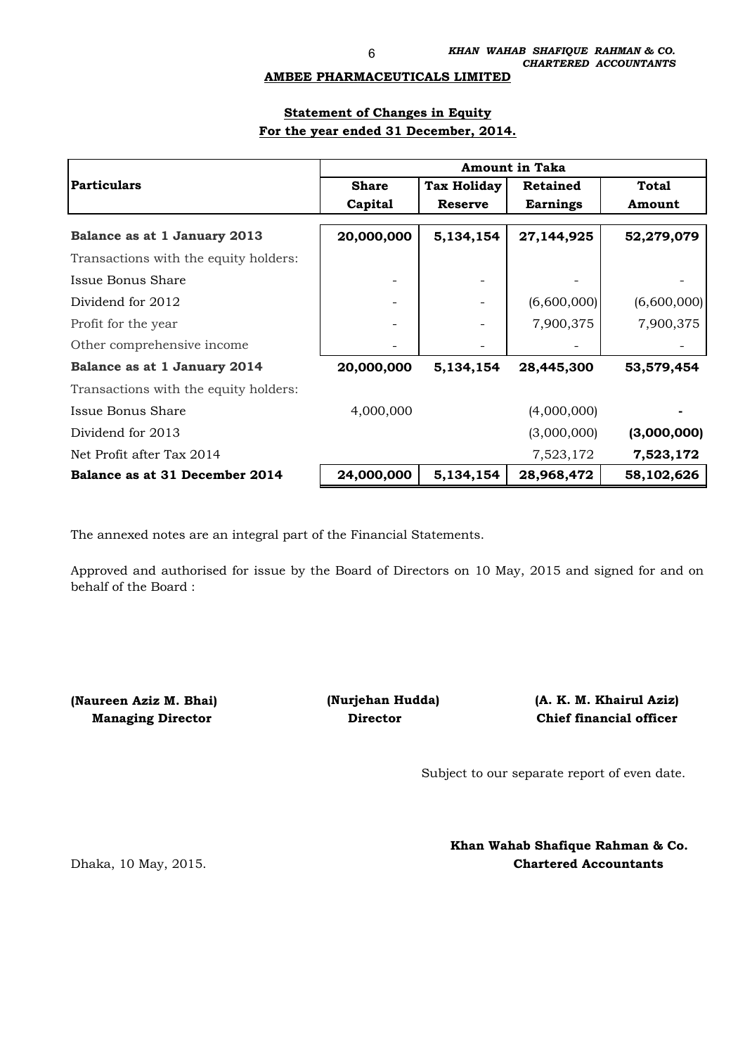## AMBEE PHARMACEUTICALS LIMITED

### Statement of Changes in Equity
### For the year ended 31 December, 2014.

| Particulars | Amount in Taka | | | |
|---|---|---|---|---|
| | Share Capital | Tax Holiday Reserve | Retained Earnings | Total Amount |
| **Balance as at 1 January 2013** | **20,000,000** | **5,134,154** | **27,144,925** | **52,279,079** |
| Transactions with the equity holders: | | | | |
| Issue Bonus Share | - | - | - | - |
| Dividend for 2012 | - | - | (6,600,000) | (6,600,000) |
| Profit for the year | - | - | 7,900,375 | 7,900,375 |
| Other comprehensive income | - | - | - | - |
| **Balance as at 1 January 2014** | **20,000,000** | **5,134,154** | **28,445,300** | **53,579,454** |
| Transactions with the equity holders: | | | | |
| Issue Bonus Share | 4,000,000 | | (4,000,000) | **-** |
| Dividend for 2013 | | | (3,000,000) | **(3,000,000)** |
| Net Profit after Tax 2014 | | | 7,523,172 | **7,523,172** |
| **Balance as at 31 December 2014** | **24,000,000** | **5,134,154** | **28,968,472** | **58,102,626** |

The annexed notes are an integral part of the Financial Statements.

Approved and authorised for issue by the Board of Directors on 10 May, 2015 and signed for and on behalf of the Board :

**(Naureen Aziz M. Bhai)**
**Managing Director**

**(Nurjehan Hudda)**
**Director**

**(A. K. M. Khairul Aziz)**
**Chief financial officer**

Subject to our separate report of even date.

Dhaka, 10 May, 2015.

**Khan Wahab Shafique Rahman & Co.**
**Chartered Accountants**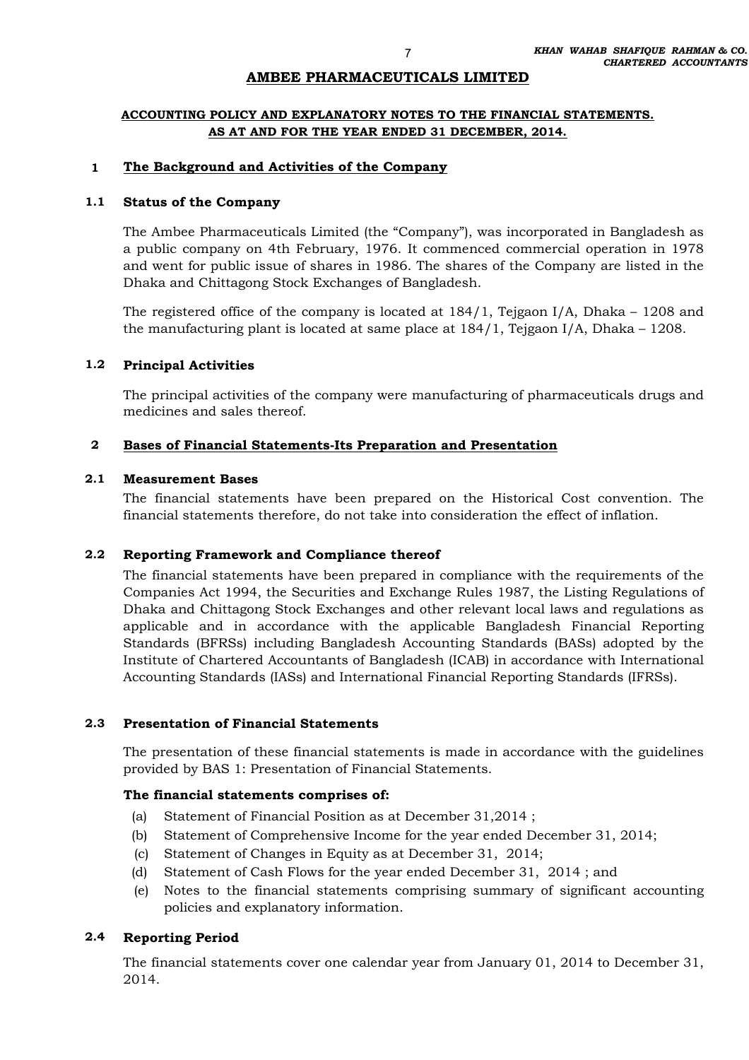# AMBEE PHARMACEUTICALS LIMITED

## ACCOUNTING POLICY AND EXPLANATORY NOTES TO THE FINANCIAL STATEMENTS. AS AT AND FOR THE YEAR ENDED 31 DECEMBER, 2014.

## 1 The Background and Activities of the Company

### 1.1 Status of the Company

The Ambee Pharmaceuticals Limited (the "Company"), was incorporated in Bangladesh as a public company on 4th February, 1976. It commenced commercial operation in 1978 and went for public issue of shares in 1986. The shares of the Company are listed in the Dhaka and Chittagong Stock Exchanges of Bangladesh.

The registered office of the company is located at 184/1, Tejgaon I/A, Dhaka – 1208 and the manufacturing plant is located at same place at 184/1, Tejgaon I/A, Dhaka – 1208.

### 1.2 Principal Activities

The principal activities of the company were manufacturing of pharmaceuticals drugs and medicines and sales thereof.

## 2 Bases of Financial Statements-Its Preparation and Presentation

### 2.1 Measurement Bases

The financial statements have been prepared on the Historical Cost convention. The financial statements therefore, do not take into consideration the effect of inflation.

### 2.2 Reporting Framework and Compliance thereof

The financial statements have been prepared in compliance with the requirements of the Companies Act 1994, the Securities and Exchange Rules 1987, the Listing Regulations of Dhaka and Chittagong Stock Exchanges and other relevant local laws and regulations as applicable and in accordance with the applicable Bangladesh Financial Reporting Standards (BFRSs) including Bangladesh Accounting Standards (BASs) adopted by the Institute of Chartered Accountants of Bangladesh (ICAB) in accordance with International Accounting Standards (IASs) and International Financial Reporting Standards (IFRSs).

### 2.3 Presentation of Financial Statements

The presentation of these financial statements is made in accordance with the guidelines provided by BAS 1: Presentation of Financial Statements.

**The financial statements comprises of:**

(a) Statement of Financial Position as at December 31,2014 ;
(b) Statement of Comprehensive Income for the year ended December 31, 2014;
(c) Statement of Changes in Equity as at December 31, 2014;
(d) Statement of Cash Flows for the year ended December 31, 2014 ; and
(e) Notes to the financial statements comprising summary of significant accounting policies and explanatory information.

### 2.4 Reporting Period

The financial statements cover one calendar year from January 01, 2014 to December 31, 2014.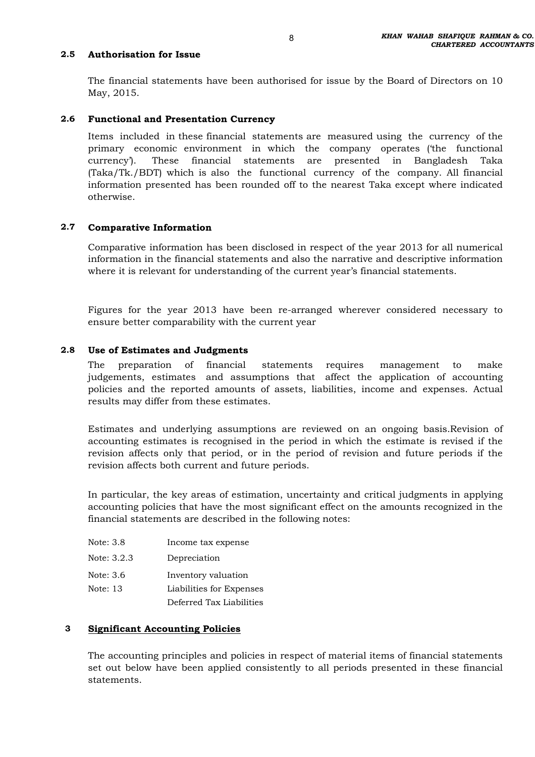### 2.5 Authorisation for Issue

The financial statements have been authorised for issue by the Board of Directors on 10 May, 2015.

### 2.6 Functional and Presentation Currency

Items included in these financial statements are measured using the currency of the primary economic environment in which the company operates ('the functional currency'). These financial statements are presented in Bangladesh Taka (Taka/Tk./BDT) which is also the functional currency of the company. All financial information presented has been rounded off to the nearest Taka except where indicated otherwise.

### 2.7 Comparative Information

Comparative information has been disclosed in respect of the year 2013 for all numerical information in the financial statements and also the narrative and descriptive information where it is relevant for understanding of the current year's financial statements.

Figures for the year 2013 have been re-arranged wherever considered necessary to ensure better comparability with the current year

### 2.8 Use of Estimates and Judgments

The preparation of financial statements requires management to make judgements, estimates and assumptions that affect the application of accounting policies and the reported amounts of assets, liabilities, income and expenses. Actual results may differ from these estimates.

Estimates and underlying assumptions are reviewed on an ongoing basis.Revision of accounting estimates is recognised in the period in which the estimate is revised if the revision affects only that period, or in the period of revision and future periods if the revision affects both current and future periods.

In particular, the key areas of estimation, uncertainty and critical judgments in applying accounting policies that have the most significant effect on the amounts recognized in the financial statements are described in the following notes:

| | |
|---|---|
| Note: 3.8 | Income tax expense |
| Note: 3.2.3 | Depreciation |
| Note: 3.6 | Inventory valuation |
| Note: 13 | Liabilities for Expenses |
| | Deferred Tax Liabilities |

## 3 Significant Accounting Policies

The accounting principles and policies in respect of material items of financial statements set out below have been applied consistently to all periods presented in these financial statements.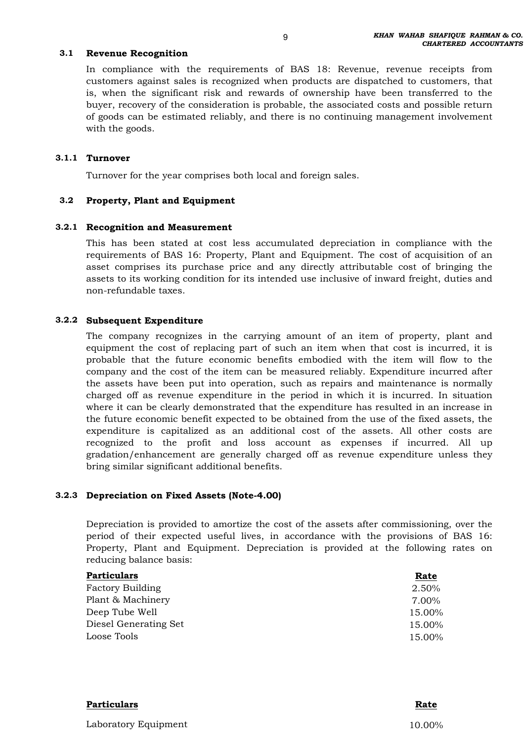### 3.1 Revenue Recognition

In compliance with the requirements of BAS 18: Revenue, revenue receipts from customers against sales is recognized when products are dispatched to customers, that is, when the significant risk and rewards of ownership have been transferred to the buyer, recovery of the consideration is probable, the associated costs and possible return of goods can be estimated reliably, and there is no continuing management involvement with the goods.

#### 3.1.1 Turnover

Turnover for the year comprises both local and foreign sales.

### 3.2 Property, Plant and Equipment

#### 3.2.1 Recognition and Measurement

This has been stated at cost less accumulated depreciation in compliance with the requirements of BAS 16: Property, Plant and Equipment. The cost of acquisition of an asset comprises its purchase price and any directly attributable cost of bringing the assets to its working condition for its intended use inclusive of inward freight, duties and non-refundable taxes.

#### 3.2.2 Subsequent Expenditure

The company recognizes in the carrying amount of an item of property, plant and equipment the cost of replacing part of such an item when that cost is incurred, it is probable that the future economic benefits embodied with the item will flow to the company and the cost of the item can be measured reliably. Expenditure incurred after the assets have been put into operation, such as repairs and maintenance is normally charged off as revenue expenditure in the period in which it is incurred. In situation where it can be clearly demonstrated that the expenditure has resulted in an increase in the future economic benefit expected to be obtained from the use of the fixed assets, the expenditure is capitalized as an additional cost of the assets. All other costs are recognized to the profit and loss account as expenses if incurred. All up gradation/enhancement are generally charged off as revenue expenditure unless they bring similar significant additional benefits.

#### 3.2.3 Depreciation on Fixed Assets (Note-4.00)

Depreciation is provided to amortize the cost of the assets after commissioning, over the period of their expected useful lives, in accordance with the provisions of BAS 16: Property, Plant and Equipment. Depreciation is provided at the following rates on reducing balance basis:

| Particulars | Rate |
|---|---|
| Factory Building | 2.50% |
| Plant & Machinery | 7.00% |
| Deep Tube Well | 15.00% |
| Diesel Generating Set | 15.00% |
| Loose Tools | 15.00% |

| Particulars | Rate |
|---|---|
| Laboratory Equipment | 10.00% |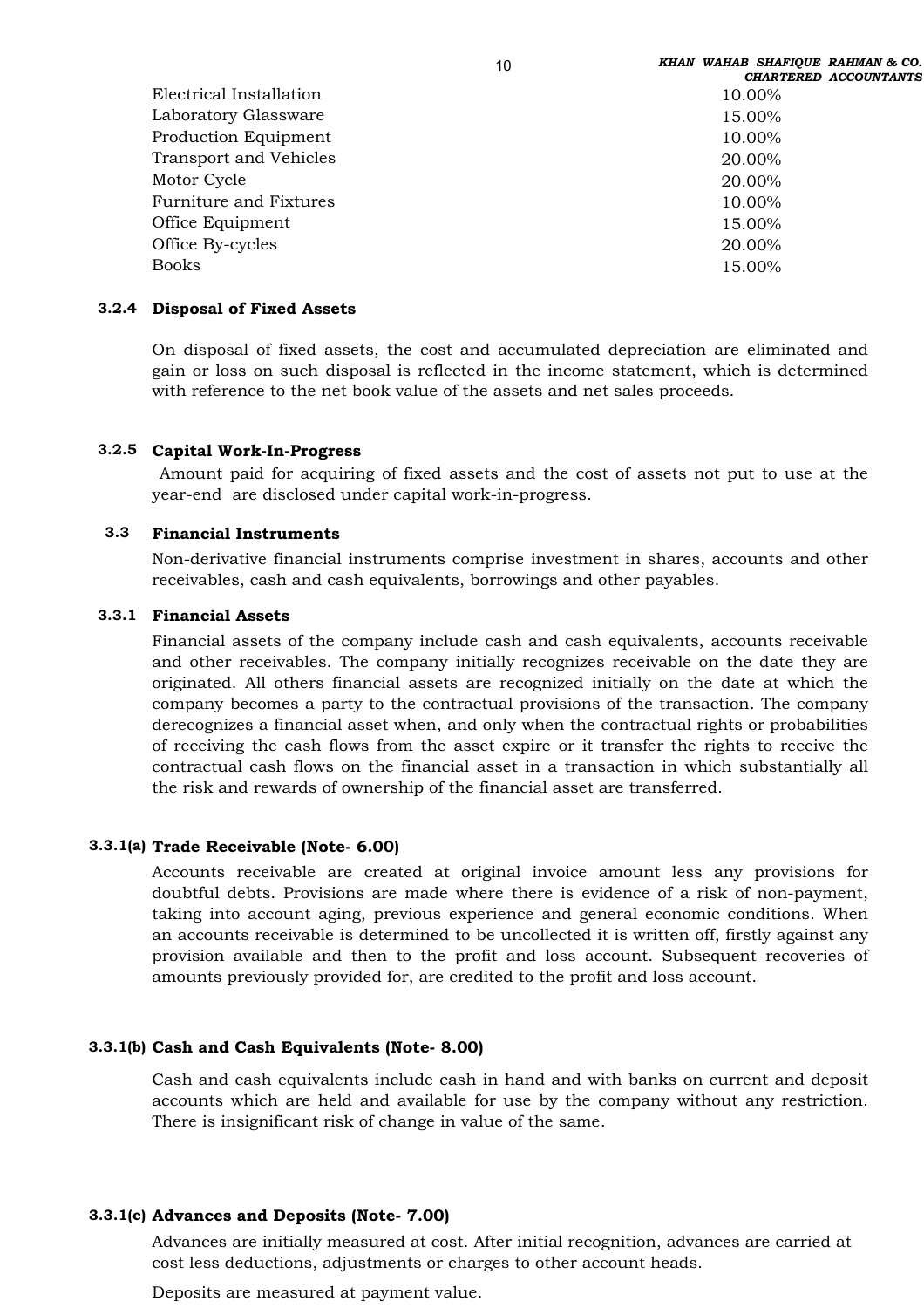| | |
|---|---|
| Electrical Installation | 10.00% |
| Laboratory Glassware | 15.00% |
| Production Equipment | 10.00% |
| Transport and Vehicles | 20.00% |
| Motor Cycle | 20.00% |
| Furniture and Fixtures | 10.00% |
| Office Equipment | 15.00% |
| Office By-cycles | 20.00% |
| Books | 15.00% |

**3.2.4 Disposal of Fixed Assets**

On disposal of fixed assets, the cost and accumulated depreciation are eliminated and gain or loss on such disposal is reflected in the income statement, which is determined with reference to the net book value of the assets and net sales proceeds.

**3.2.5 Capital Work-In-Progress**

Amount paid for acquiring of fixed assets and the cost of assets not put to use at the year-end are disclosed under capital work-in-progress.

**3.3 Financial Instruments**

Non-derivative financial instruments comprise investment in shares, accounts and other receivables, cash and cash equivalents, borrowings and other payables.

**3.3.1 Financial Assets**

Financial assets of the company include cash and cash equivalents, accounts receivable and other receivables. The company initially recognizes receivable on the date they are originated. All others financial assets are recognized initially on the date at which the company becomes a party to the contractual provisions of the transaction. The company derecognizes a financial asset when, and only when the contractual rights or probabilities of receiving the cash flows from the asset expire or it transfer the rights to receive the contractual cash flows on the financial asset in a transaction in which substantially all the risk and rewards of ownership of the financial asset are transferred.

**3.3.1(a) Trade Receivable (Note- 6.00)**

Accounts receivable are created at original invoice amount less any provisions for doubtful debts. Provisions are made where there is evidence of a risk of non-payment, taking into account aging, previous experience and general economic conditions. When an accounts receivable is determined to be uncollected it is written off, firstly against any provision available and then to the profit and loss account. Subsequent recoveries of amounts previously provided for, are credited to the profit and loss account.

**3.3.1(b) Cash and Cash Equivalents (Note- 8.00)**

Cash and cash equivalents include cash in hand and with banks on current and deposit accounts which are held and available for use by the company without any restriction. There is insignificant risk of change in value of the same.

**3.3.1(c) Advances and Deposits (Note- 7.00)**

Advances are initially measured at cost. After initial recognition, advances are carried at cost less deductions, adjustments or charges to other account heads.

Deposits are measured at payment value.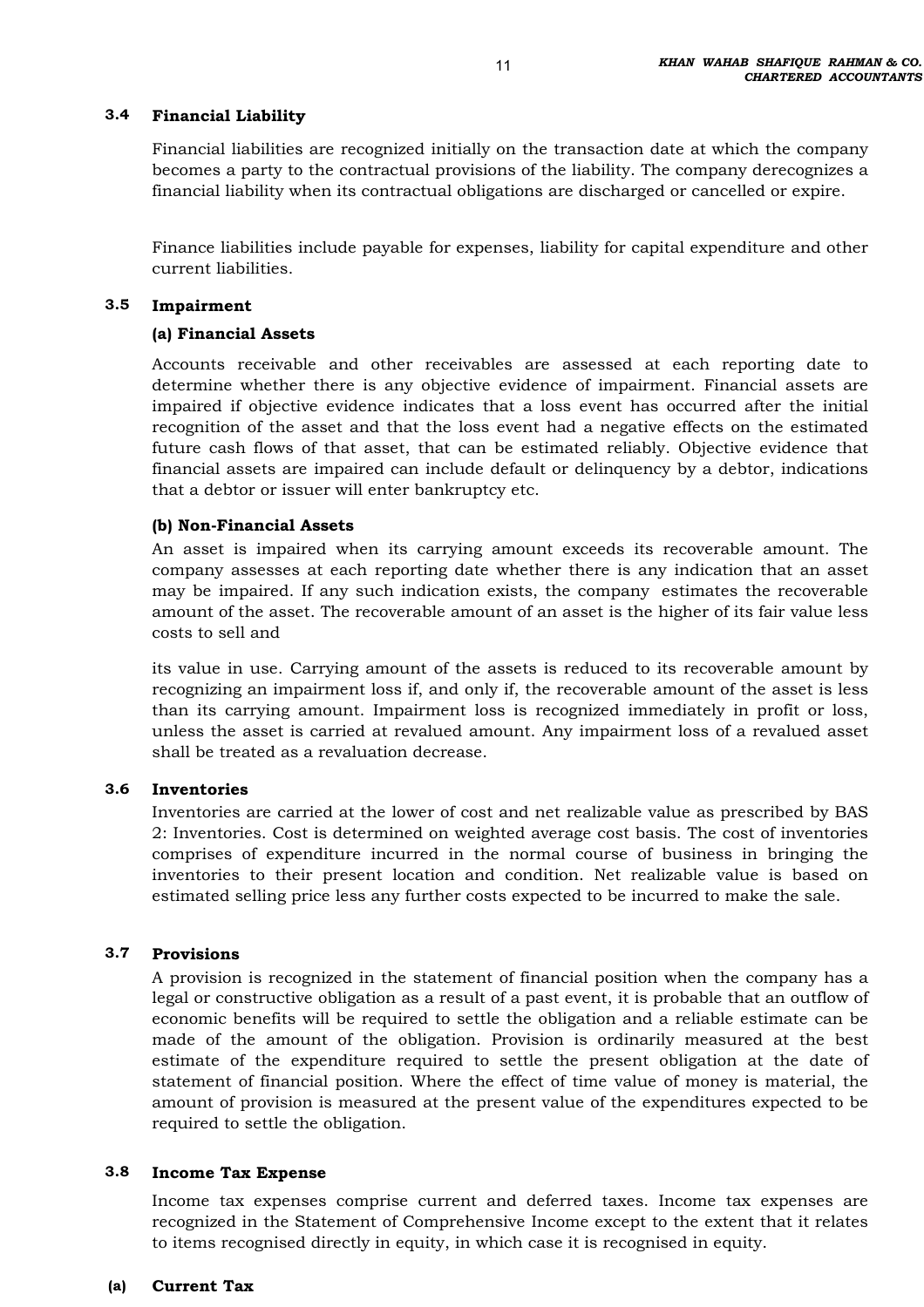### 3.4 Financial Liability

Financial liabilities are recognized initially on the transaction date at which the company becomes a party to the contractual provisions of the liability. The company derecognizes a financial liability when its contractual obligations are discharged or cancelled or expire.

Finance liabilities include payable for expenses, liability for capital expenditure and other current liabilities.

### 3.5 Impairment

**(a) Financial Assets**

Accounts receivable and other receivables are assessed at each reporting date to determine whether there is any objective evidence of impairment. Financial assets are impaired if objective evidence indicates that a loss event has occurred after the initial recognition of the asset and that the loss event had a negative effects on the estimated future cash flows of that asset, that can be estimated reliably. Objective evidence that financial assets are impaired can include default or delinquency by a debtor, indications that a debtor or issuer will enter bankruptcy etc.

**(b) Non-Financial Assets**

An asset is impaired when its carrying amount exceeds its recoverable amount. The company assesses at each reporting date whether there is any indication that an asset may be impaired. If any such indication exists, the company estimates the recoverable amount of the asset. The recoverable amount of an asset is the higher of its fair value less costs to sell and

its value in use. Carrying amount of the assets is reduced to its recoverable amount by recognizing an impairment loss if, and only if, the recoverable amount of the asset is less than its carrying amount. Impairment loss is recognized immediately in profit or loss, unless the asset is carried at revalued amount. Any impairment loss of a revalued asset shall be treated as a revaluation decrease.

### 3.6 Inventories

Inventories are carried at the lower of cost and net realizable value as prescribed by BAS 2: Inventories. Cost is determined on weighted average cost basis. The cost of inventories comprises of expenditure incurred in the normal course of business in bringing the inventories to their present location and condition. Net realizable value is based on estimated selling price less any further costs expected to be incurred to make the sale.

### 3.7 Provisions

A provision is recognized in the statement of financial position when the company has a legal or constructive obligation as a result of a past event, it is probable that an outflow of economic benefits will be required to settle the obligation and a reliable estimate can be made of the amount of the obligation. Provision is ordinarily measured at the best estimate of the expenditure required to settle the present obligation at the date of statement of financial position. Where the effect of time value of money is material, the amount of provision is measured at the present value of the expenditures expected to be required to settle the obligation.

### 3.8 Income Tax Expense

Income tax expenses comprise current and deferred taxes. Income tax expenses are recognized in the Statement of Comprehensive Income except to the extent that it relates to items recognised directly in equity, in which case it is recognised in equity.

**(a) Current Tax**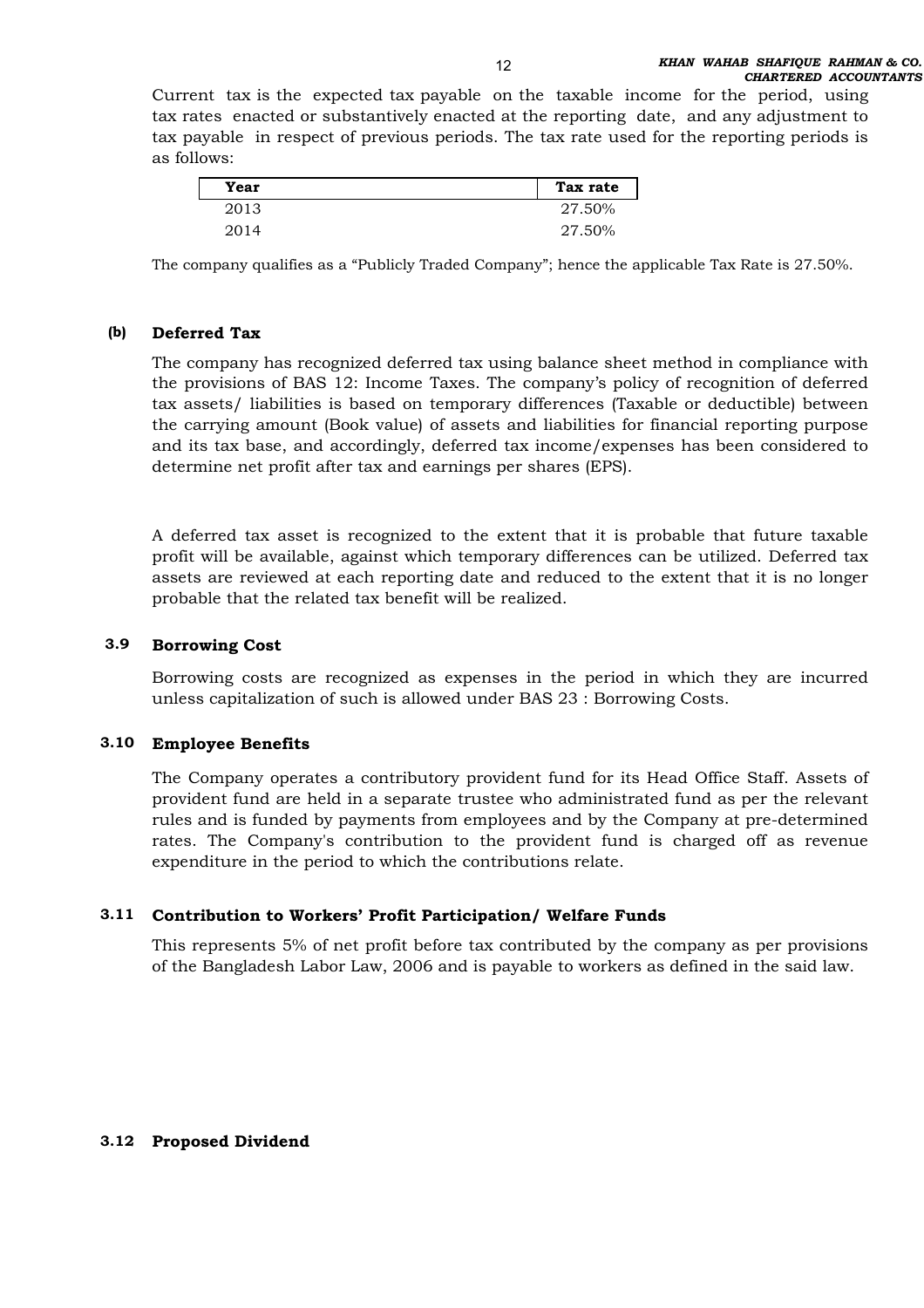Current tax is the expected tax payable on the taxable income for the period, using tax rates enacted or substantively enacted at the reporting date, and any adjustment to tax payable in respect of previous periods. The tax rate used for the reporting periods is as follows:

| Year | Tax rate |
|---|---|
| 2013 | 27.50% |
| 2014 | 27.50% |

The company qualifies as a "Publicly Traded Company"; hence the applicable Tax Rate is 27.50%.

### (b) Deferred Tax

The company has recognized deferred tax using balance sheet method in compliance with the provisions of BAS 12: Income Taxes. The company's policy of recognition of deferred tax assets/ liabilities is based on temporary differences (Taxable or deductible) between the carrying amount (Book value) of assets and liabilities for financial reporting purpose and its tax base, and accordingly, deferred tax income/expenses has been considered to determine net profit after tax and earnings per shares (EPS).

A deferred tax asset is recognized to the extent that it is probable that future taxable profit will be available, against which temporary differences can be utilized. Deferred tax assets are reviewed at each reporting date and reduced to the extent that it is no longer probable that the related tax benefit will be realized.

### 3.9 Borrowing Cost

Borrowing costs are recognized as expenses in the period in which they are incurred unless capitalization of such is allowed under BAS 23 : Borrowing Costs.

### 3.10 Employee Benefits

The Company operates a contributory provident fund for its Head Office Staff. Assets of provident fund are held in a separate trustee who administrated fund as per the relevant rules and is funded by payments from employees and by the Company at pre-determined rates. The Company's contribution to the provident fund is charged off as revenue expenditure in the period to which the contributions relate.

### 3.11 Contribution to Workers' Profit Participation/ Welfare Funds

This represents 5% of net profit before tax contributed by the company as per provisions of the Bangladesh Labor Law, 2006 and is payable to workers as defined in the said law.

### 3.12 Proposed Dividend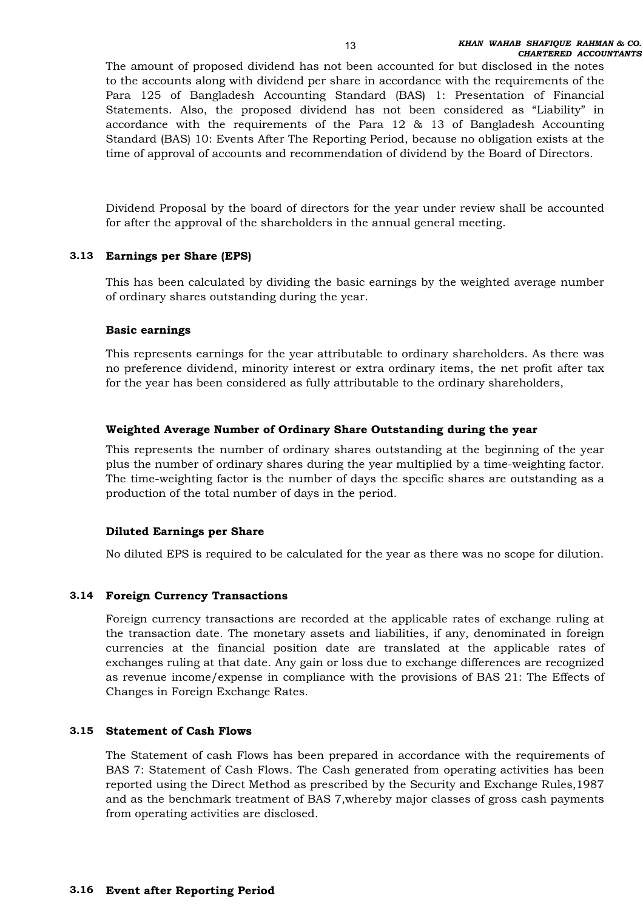The amount of proposed dividend has not been accounted for but disclosed in the notes to the accounts along with dividend per share in accordance with the requirements of the Para 125 of Bangladesh Accounting Standard (BAS) 1: Presentation of Financial Statements. Also, the proposed dividend has not been considered as "Liability" in accordance with the requirements of the Para 12 & 13 of Bangladesh Accounting Standard (BAS) 10: Events After The Reporting Period, because no obligation exists at the time of approval of accounts and recommendation of dividend by the Board of Directors.

Dividend Proposal by the board of directors for the year under review shall be accounted for after the approval of the shareholders in the annual general meeting.

### 3.13 Earnings per Share (EPS)

This has been calculated by dividing the basic earnings by the weighted average number of ordinary shares outstanding during the year.

**Basic earnings**

This represents earnings for the year attributable to ordinary shareholders. As there was no preference dividend, minority interest or extra ordinary items, the net profit after tax for the year has been considered as fully attributable to the ordinary shareholders,

**Weighted Average Number of Ordinary Share Outstanding during the year**

This represents the number of ordinary shares outstanding at the beginning of the year plus the number of ordinary shares during the year multiplied by a time-weighting factor. The time-weighting factor is the number of days the specific shares are outstanding as a production of the total number of days in the period.

**Diluted Earnings per Share**

No diluted EPS is required to be calculated for the year as there was no scope for dilution.

### 3.14 Foreign Currency Transactions

Foreign currency transactions are recorded at the applicable rates of exchange ruling at the transaction date. The monetary assets and liabilities, if any, denominated in foreign currencies at the financial position date are translated at the applicable rates of exchanges ruling at that date. Any gain or loss due to exchange differences are recognized as revenue income/expense in compliance with the provisions of BAS 21: The Effects of Changes in Foreign Exchange Rates.

### 3.15 Statement of Cash Flows

The Statement of cash Flows has been prepared in accordance with the requirements of BAS 7: Statement of Cash Flows. The Cash generated from operating activities has been reported using the Direct Method as prescribed by the Security and Exchange Rules,1987 and as the benchmark treatment of BAS 7,whereby major classes of gross cash payments from operating activities are disclosed.

### 3.16 Event after Reporting Period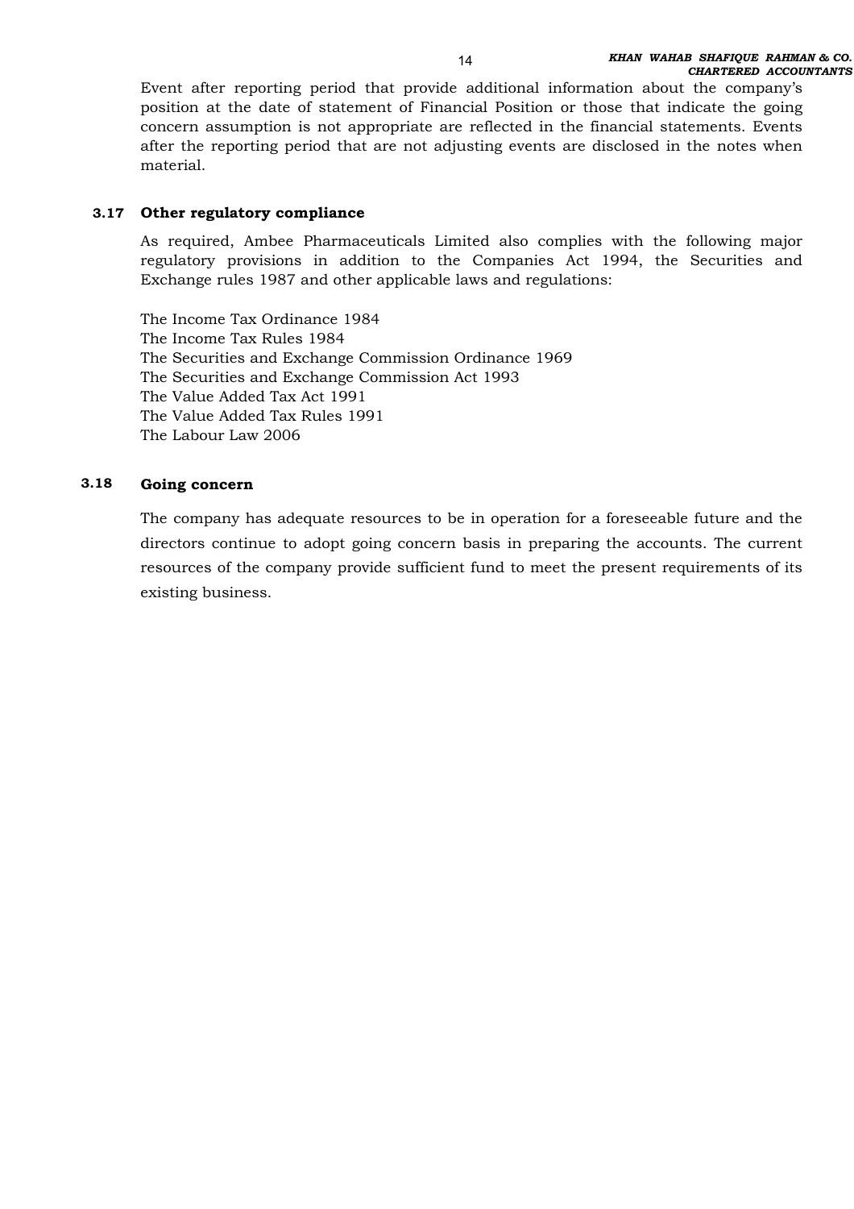Event after reporting period that provide additional information about the company's position at the date of statement of Financial Position or those that indicate the going concern assumption is not appropriate are reflected in the financial statements. Events after the reporting period that are not adjusting events are disclosed in the notes when material.

### 3.17 Other regulatory compliance

As required, Ambee Pharmaceuticals Limited also complies with the following major regulatory provisions in addition to the Companies Act 1994, the Securities and Exchange rules 1987 and other applicable laws and regulations:

The Income Tax Ordinance 1984
The Income Tax Rules 1984
The Securities and Exchange Commission Ordinance 1969
The Securities and Exchange Commission Act 1993
The Value Added Tax Act 1991
The Value Added Tax Rules 1991
The Labour Law 2006

### 3.18 Going concern

The company has adequate resources to be in operation for a foreseeable future and the directors continue to adopt going concern basis in preparing the accounts. The current resources of the company provide sufficient fund to meet the present requirements of its existing business.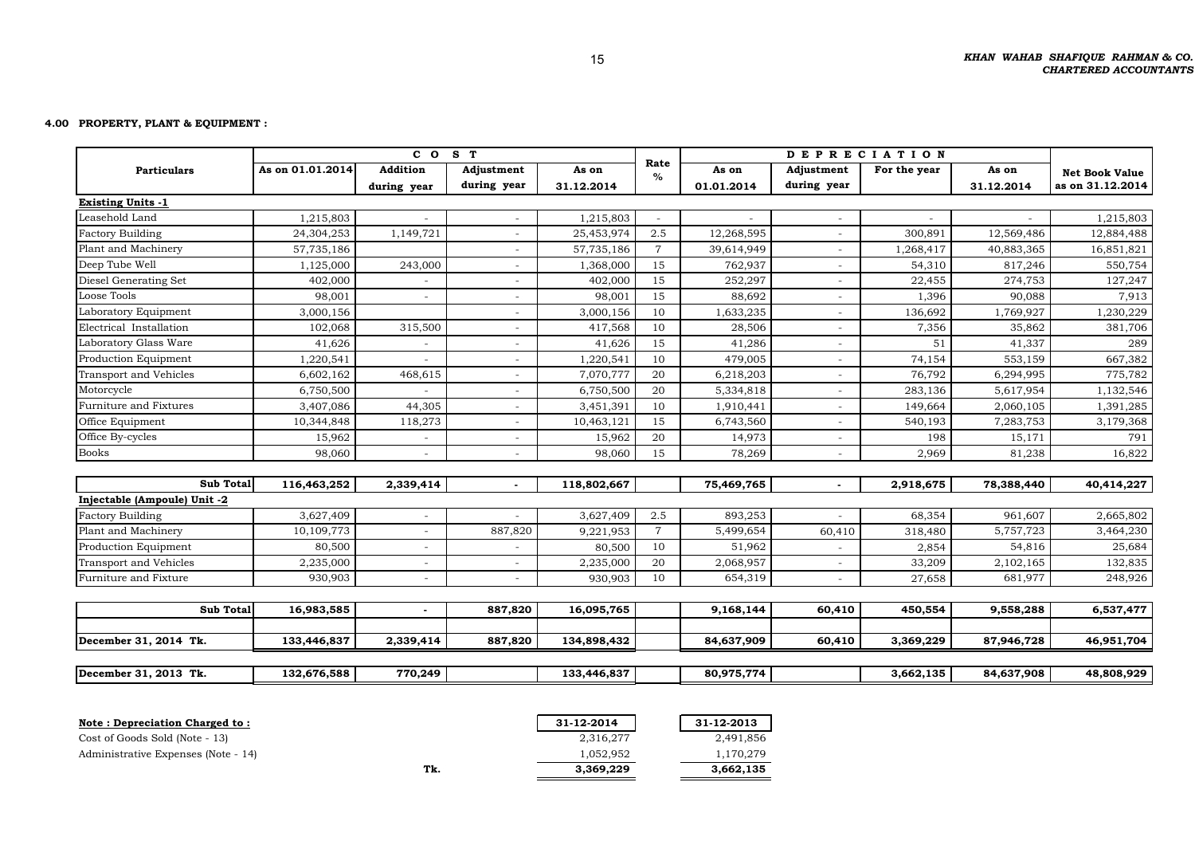### 4.00 PROPERTY, PLANT & EQUIPMENT :

| Particulars | COST | | | | Rate % | DEPRECIATION | | | | Net Book Value as on 31.12.2014 |
|---|---|---|---|---|---|---|---|---|---|---|
| | As on 01.01.2014 | Addition during year | Adjustment during year | As on 31.12.2014 | | As on 01.01.2014 | Adjustment during year | For the year | As on 31.12.2014 | |
| **Existing Units -1** | | | | | | | | | | |
| Leasehold Land | 1,215,803 | - | - | 1,215,803 | - | - | - | - | - | 1,215,803 |
| Factory Building | 24,304,253 | 1,149,721 | - | 25,453,974 | 2.5 | 12,268,595 | - | 300,891 | 12,569,486 | 12,884,488 |
| Plant and Machinery | 57,735,186 | | - | 57,735,186 | 7 | 39,614,949 | - | 1,268,417 | 40,883,365 | 16,851,821 |
| Deep Tube Well | 1,125,000 | 243,000 | - | 1,368,000 | 15 | 762,937 | - | 54,310 | 817,246 | 550,754 |
| Diesel Generating Set | 402,000 | - | - | 402,000 | 15 | 252,297 | - | 22,455 | 274,753 | 127,247 |
| Loose Tools | 98,001 | - | - | 98,001 | 15 | 88,692 | - | 1,396 | 90,088 | 7,913 |
| Laboratory Equipment | 3,000,156 | | - | 3,000,156 | 10 | 1,633,235 | - | 136,692 | 1,769,927 | 1,230,229 |
| Electrical Installation | 102,068 | 315,500 | - | 417,568 | 10 | 28,506 | - | 7,356 | 35,862 | 381,706 |
| Laboratory Glass Ware | 41,626 | - | - | 41,626 | 15 | 41,286 | - | 51 | 41,337 | 289 |
| Production Equipment | 1,220,541 | - | - | 1,220,541 | 10 | 479,005 | - | 74,154 | 553,159 | 667,382 |
| Transport and Vehicles | 6,602,162 | 468,615 | - | 7,070,777 | 20 | 6,218,203 | - | 76,792 | 6,294,995 | 775,782 |
| Motorcycle | 6,750,500 | - | - | 6,750,500 | 20 | 5,334,818 | - | 283,136 | 5,617,954 | 1,132,546 |
| Furniture and Fixtures | 3,407,086 | 44,305 | - | 3,451,391 | 10 | 1,910,441 | - | 149,664 | 2,060,105 | 1,391,285 |
| Office Equipment | 10,344,848 | 118,273 | - | 10,463,121 | 15 | 6,743,560 | - | 540,193 | 7,283,753 | 3,179,368 |
| Office By-cycles | 15,962 | - | - | 15,962 | 20 | 14,973 | - | 198 | 15,171 | 791 |
| Books | 98,060 | - | - | 98,060 | 15 | 78,269 | - | 2,969 | 81,238 | 16,822 |
| **Sub Total** | **116,463,252** | **2,339,414** | **-** | **118,802,667** | | **75,469,765** | **-** | **2,918,675** | **78,388,440** | **40,414,227** |
| **Injectable (Ampoule) Unit -2** | | | | | | | | | | |
| Factory Building | 3,627,409 | - | - | 3,627,409 | 2.5 | 893,253 | - | 68,354 | 961,607 | 2,665,802 |
| Plant and Machinery | 10,109,773 | - | 887,820 | 9,221,953 | 7 | 5,499,654 | 60,410 | 318,480 | 5,757,723 | 3,464,230 |
| Production Equipment | 80,500 | - | - | 80,500 | 10 | 51,962 | - | 2,854 | 54,816 | 25,684 |
| Transport and Vehicles | 2,235,000 | - | - | 2,235,000 | 20 | 2,068,957 | - | 33,209 | 2,102,165 | 132,835 |
| Furniture and Fixture | 930,903 | - | - | 930,903 | 10 | 654,319 | - | 27,658 | 681,977 | 248,926 |
| **Sub Total** | **16,983,585** | **-** | **887,820** | **16,095,765** | | **9,168,144** | **60,410** | **450,554** | **9,558,288** | **6,537,477** |
| **December 31, 2014 Tk.** | **133,446,837** | **2,339,414** | **887,820** | **134,898,432** | | **84,637,909** | **60,410** | **3,369,229** | **87,946,728** | **46,951,704** |
| **December 31, 2013 Tk.** | **132,676,588** | **770,249** | | **133,446,837** | | **80,975,774** | | **3,662,135** | **84,637,908** | **48,808,929** |

| **Note : Depreciation Charged to :** | **31-12-2014** | **31-12-2013** |
|---|---|---|
| Cost of Goods Sold (Note - 13) | 2,316,277 | 2,491,856 |
| Administrative Expenses (Note - 14) | 1,052,952 | 1,170,279 |
| **Tk.** | **3,369,229** | **3,662,135** |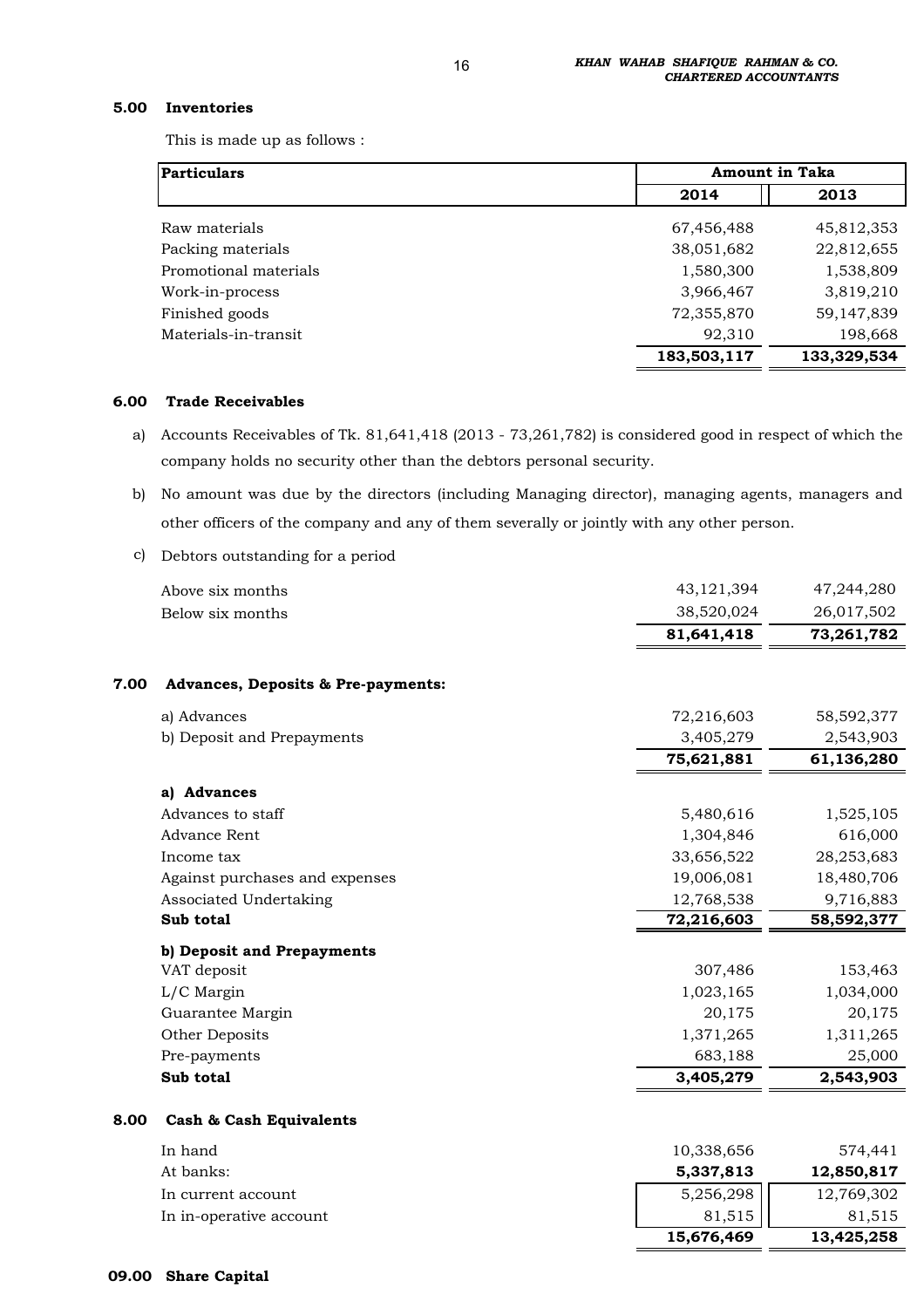### 5.00 Inventories

This is made up as follows :

| Particulars | Amount in Taka | |
|---|---|---|
| | 2014 | 2013 |
| Raw materials | 67,456,488 | 45,812,353 |
| Packing materials | 38,051,682 | 22,812,655 |
| Promotional materials | 1,580,300 | 1,538,809 |
| Work-in-process | 3,966,467 | 3,819,210 |
| Finished goods | 72,355,870 | 59,147,839 |
| Materials-in-transit | 92,310 | 198,668 |
| | **183,503,117** | **133,329,534** |

### 6.00 Trade Receivables

a) Accounts Receivables of Tk. 81,641,418 (2013 - 73,261,782) is considered good in respect of which the company holds no security other than the debtors personal security.

b) No amount was due by the directors (including Managing director), managing agents, managers and other officers of the company and any of them severally or jointly with any other person.

c) Debtors outstanding for a period

| | | |
|---|---|---|
| Above six months | 43,121,394 | 47,244,280 |
| Below six months | 38,520,024 | 26,017,502 |
| | **81,641,418** | **73,261,782** |

### 7.00 Advances, Deposits & Pre-payments:

| | | |
|---|---|---|
| a) Advances | 72,216,603 | 58,592,377 |
| b) Deposit and Prepayments | 3,405,279 | 2,543,903 |
| | **75,621,881** | **61,136,280** |
| **a) Advances** | | |
| Advances to staff | 5,480,616 | 1,525,105 |
| Advance Rent | 1,304,846 | 616,000 |
| Income tax | 33,656,522 | 28,253,683 |
| Against purchases and expenses | 19,006,081 | 18,480,706 |
| Associated Undertaking | 12,768,538 | 9,716,883 |
| **Sub total** | **72,216,603** | **58,592,377** |
| **b) Deposit and Prepayments** | | |
| VAT deposit | 307,486 | 153,463 |
| L/C Margin | 1,023,165 | 1,034,000 |
| Guarantee Margin | 20,175 | 20,175 |
| Other Deposits | 1,371,265 | 1,311,265 |
| Pre-payments | 683,188 | 25,000 |
| **Sub total** | **3,405,279** | **2,543,903** |

### 8.00 Cash & Cash Equivalents

| | | |
|---|---|---|
| In hand | 10,338,656 | 574,441 |
| At banks: | **5,337,813** | **12,850,817** |
| In current account | 5,256,298 | 12,769,302 |
| In in-operative account | 81,515 | 81,515 |
| | **15,676,469** | **13,425,258** |

### 09.00 Share Capital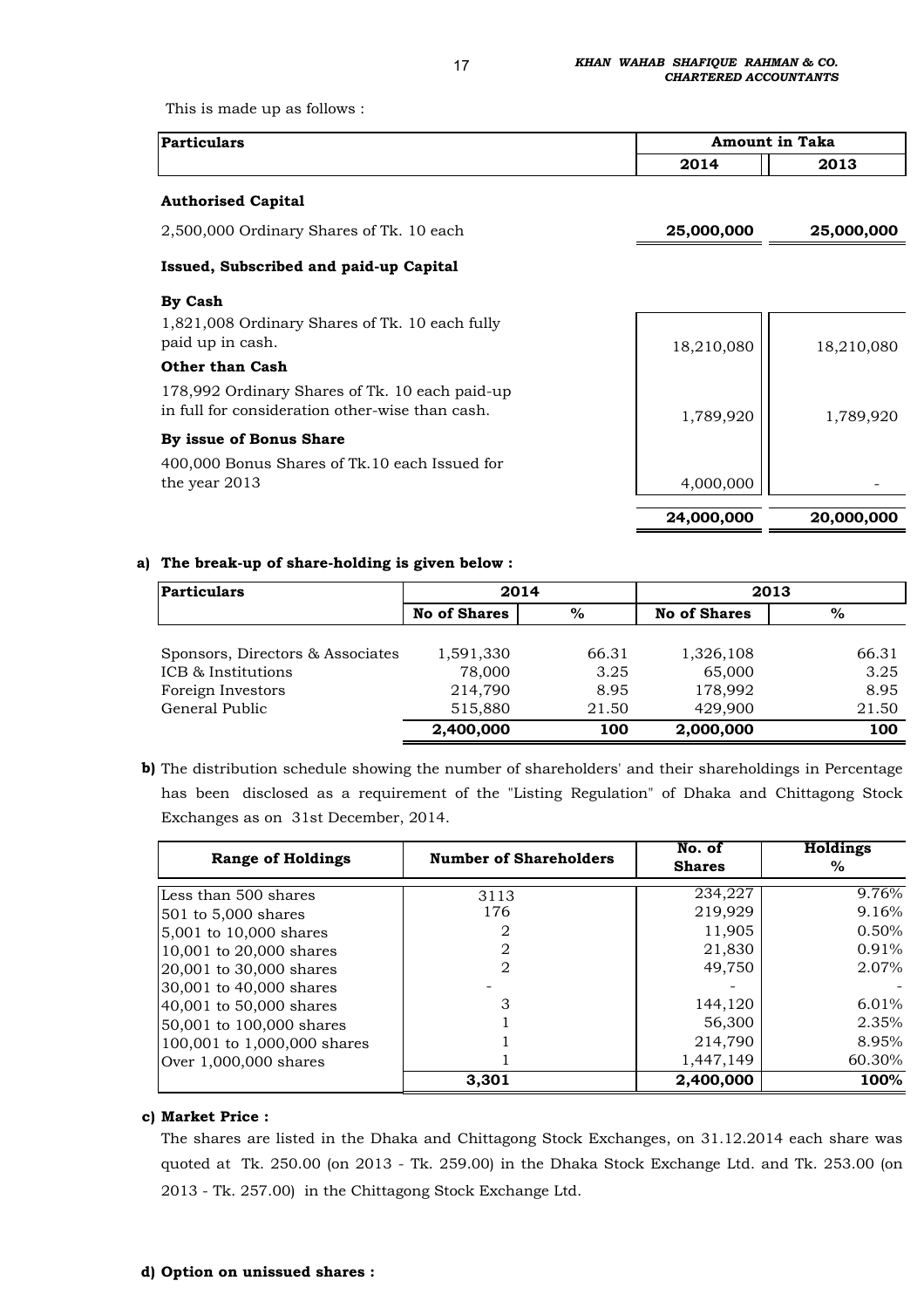This is made up as follows :

| Particulars | Amount in Taka | |
|---|---|---|
| | 2014 | 2013 |
| **Authorised Capital** | | |
| 2,500,000 Ordinary Shares of Tk. 10 each | **25,000,000** | **25,000,000** |
| **Issued, Subscribed and paid-up Capital** | | |
| **By Cash** | | |
| 1,821,008 Ordinary Shares of Tk. 10 each fully paid up in cash. | 18,210,080 | 18,210,080 |
| **Other than Cash** | | |
| 178,992 Ordinary Shares of Tk. 10 each paid-up in full for consideration other-wise than cash. | 1,789,920 | 1,789,920 |
| **By issue of Bonus Share** | | |
| 400,000 Bonus Shares of Tk.10 each Issued for the year 2013 | 4,000,000 | - |
| | **24,000,000** | **20,000,000** |

**a) The break-up of share-holding is given below :**

| Particulars | 2014 | | 2013 | |
|---|---|---|---|---|
| | No of Shares | % | No of Shares | % |
| Sponsors, Directors & Associates | 1,591,330 | 66.31 | 1,326,108 | 66.31 |
| ICB & Institutions | 78,000 | 3.25 | 65,000 | 3.25 |
| Foreign Investors | 214,790 | 8.95 | 178,992 | 8.95 |
| General Public | 515,880 | 21.50 | 429,900 | 21.50 |
| | **2,400,000** | **100** | **2,000,000** | **100** |

**b)** The distribution schedule showing the number of shareholders' and their shareholdings in Percentage has been disclosed as a requirement of the "Listing Regulation" of Dhaka and Chittagong Stock Exchanges as on 31st December, 2014.

| Range of Holdings | Number of Shareholders | No. of Shares | Holdings % |
|---|---|---|---|
| Less than 500 shares | 3113 | 234,227 | 9.76% |
| 501 to 5,000 shares | 176 | 219,929 | 9.16% |
| 5,001 to 10,000 shares | 2 | 11,905 | 0.50% |
| 10,001 to 20,000 shares | 2 | 21,830 | 0.91% |
| 20,001 to 30,000 shares | 2 | 49,750 | 2.07% |
| 30,001 to 40,000 shares | - | - | - |
| 40,001 to 50,000 shares | 3 | 144,120 | 6.01% |
| 50,001 to 100,000 shares | 1 | 56,300 | 2.35% |
| 100,001 to 1,000,000 shares | 1 | 214,790 | 8.95% |
| Over 1,000,000 shares | 1 | 1,447,149 | 60.30% |
| | **3,301** | **2,400,000** | **100%** |

**c) Market Price :**

The shares are listed in the Dhaka and Chittagong Stock Exchanges, on 31.12.2014 each share was quoted at Tk. 250.00 (on 2013 - Tk. 259.00) in the Dhaka Stock Exchange Ltd. and Tk. 253.00 (on 2013 - Tk. 257.00) in the Chittagong Stock Exchange Ltd.

**d) Option on unissued shares :**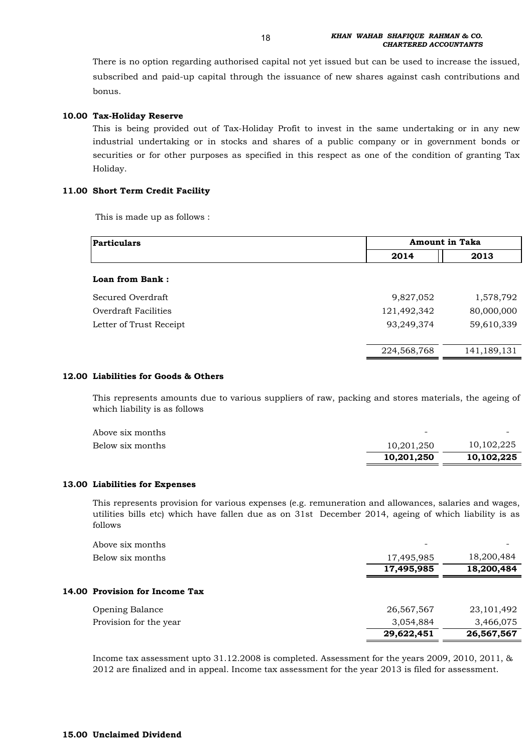There is no option regarding authorised capital not yet issued but can be used to increase the issued, subscribed and paid-up capital through the issuance of new shares against cash contributions and bonus.

### 10.00 Tax-Holiday Reserve

This is being provided out of Tax-Holiday Profit to invest in the same undertaking or in any new industrial undertaking or in stocks and shares of a public company or in government bonds or securities or for other purposes as specified in this respect as one of the condition of granting Tax Holiday.

### 11.00 Short Term Credit Facility

This is made up as follows :

| Particulars | Amount in Taka | |
|---|---|---|
| | 2014 | 2013 |
| **Loan from Bank :** | | |
| Secured Overdraft | 9,827,052 | 1,578,792 |
| Overdraft Facilities | 121,492,342 | 80,000,000 |
| Letter of Trust Receipt | 93,249,374 | 59,610,339 |
| | 224,568,768 | 141,189,131 |

### 12.00 Liabilities for Goods & Others

This represents amounts due to various suppliers of raw, packing and stores materials, the ageing of which liability is as follows

| | 2014 | 2013 |
|---|---|---|
| Above six months | - | - |
| Below six months | 10,201,250 | 10,102,225 |
| | **10,201,250** | **10,102,225** |

### 13.00 Liabilities for Expenses

This represents provision for various expenses (e.g. remuneration and allowances, salaries and wages, utilities bills etc) which have fallen due as on 31st December 2014, ageing of which liability is as follows

| | 2014 | 2013 |
|---|---|---|
| Above six months | - | - |
| Below six months | 17,495,985 | 18,200,484 |
| | **17,495,985** | **18,200,484** |

### 14.00 Provision for Income Tax

| | 2014 | 2013 |
|---|---|---|
| Opening Balance | 26,567,567 | 23,101,492 |
| Provision for the year | 3,054,884 | 3,466,075 |
| | **29,622,451** | **26,567,567** |

Income tax assessment upto 31.12.2008 is completed. Assessment for the years 2009, 2010, 2011, & 2012 are finalized and in appeal. Income tax assessment for the year 2013 is filed for assessment.

### 15.00 Unclaimed Dividend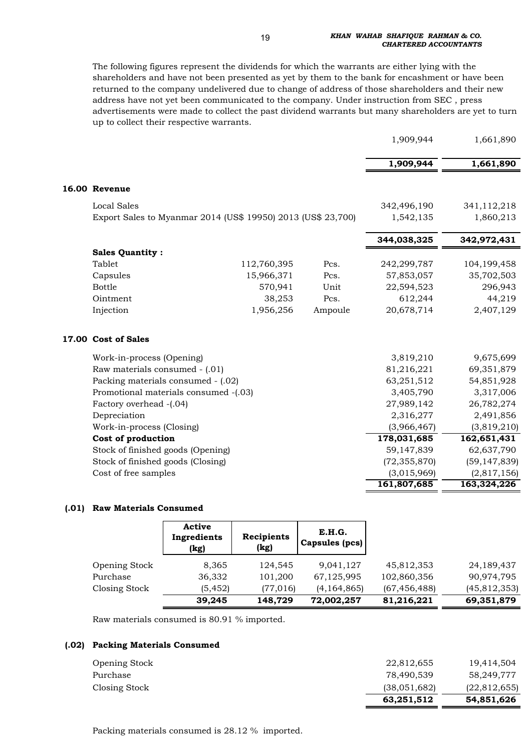The following figures represent the dividends for which the warrants are either lying with the shareholders and have not been presented as yet by them to the bank for encashment or have been returned to the company undelivered due to change of address of those shareholders and their new address have not yet been communicated to the company. Under instruction from SEC , press advertisements were made to collect the past dividend warrants but many shareholders are yet to turn up to collect their respective warrants.

| | | |
|---|---|---|
| | 1,909,944 | 1,661,890 |
| | **1,909,944** | **1,661,890** |

## 16.00 Revenue

| | | | | |
|---|---|---|---|---|
| Local Sales | | | 342,496,190 | 341,112,218 |
| Export Sales to Myanmar 2014 (US$ 19950) 2013 (US$ 23,700) | | | 1,542,135 | 1,860,213 |
| | | | **344,038,325** | **342,972,431** |
| **Sales Quantity :** | | | | |
| Tablet | 112,760,395 | Pcs. | 242,299,787 | 104,199,458 |
| Capsules | 15,966,371 | Pcs. | 57,853,057 | 35,702,503 |
| Bottle | 570,941 | Unit | 22,594,523 | 296,943 |
| Ointment | 38,253 | Pcs. | 612,244 | 44,219 |
| Injection | 1,956,256 | Ampoule | 20,678,714 | 2,407,129 |

## 17.00 Cost of Sales

| | | |
|---|---|---|
| Work-in-process (Opening) | 3,819,210 | 9,675,699 |
| Raw materials consumed - (.01) | 81,216,221 | 69,351,879 |
| Packing materials consumed - (.02) | 63,251,512 | 54,851,928 |
| Promotional materials consumed -(.03) | 3,405,790 | 3,317,006 |
| Factory overhead -(.04) | 27,989,142 | 26,782,274 |
| Depreciation | 2,316,277 | 2,491,856 |
| Work-in-process (Closing) | (3,966,467) | (3,819,210) |
| **Cost of production** | **178,031,685** | **162,651,431** |
| Stock of finished goods (Opening) | 59,147,839 | 62,637,790 |
| Stock of finished goods (Closing) | (72,355,870) | (59,147,839) |
| Cost of free samples | (3,015,969) | (2,817,156) |
| | **161,807,685** | **163,324,226** |

### (.01) Raw Materials Consumed

| | Active Ingredients (kg) | Recipients (kg) | E.H.G. Capsules (pcs) | | |
|---|---|---|---|---|---|
| Opening Stock | 8,365 | 124,545 | 9,041,127 | 45,812,353 | 24,189,437 |
| Purchase | 36,332 | 101,200 | 67,125,995 | 102,860,356 | 90,974,795 |
| Closing Stock | (5,452) | (77,016) | (4,164,865) | (67,456,488) | (45,812,353) |
| | **39,245** | **148,729** | **72,002,257** | **81,216,221** | **69,351,879** |

Raw materials consumed is 80.91 % imported.

### (.02) Packing Materials Consumed

| | | |
|---|---|---|
| Opening Stock | 22,812,655 | 19,414,504 |
| Purchase | 78,490,539 | 58,249,777 |
| Closing Stock | (38,051,682) | (22,812,655) |
| | **63,251,512** | **54,851,626** |

Packing materials consumed is 28.12 % imported.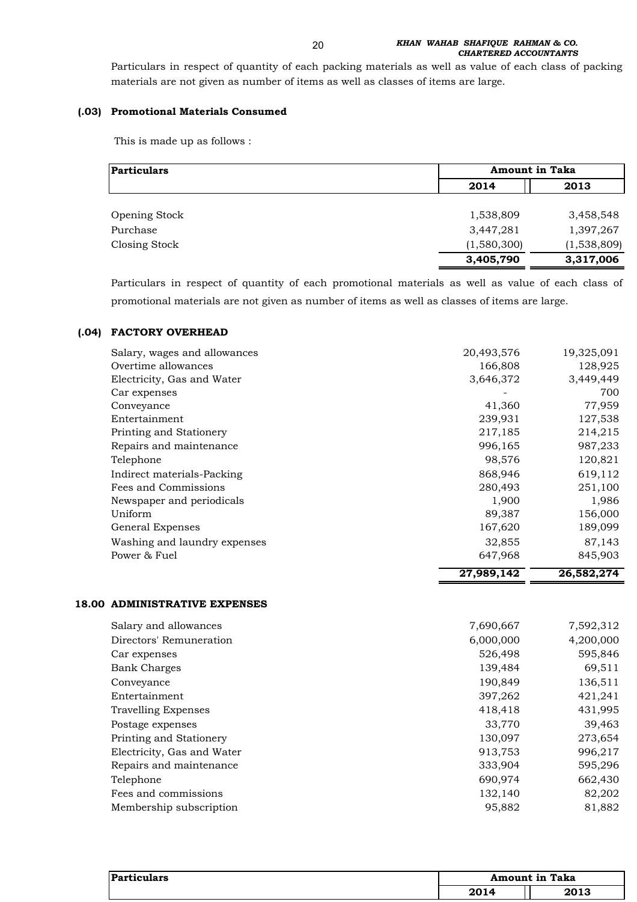Particulars in respect of quantity of each packing materials as well as value of each class of packing materials are not given as number of items as well as classes of items are large.

### (.03) Promotional Materials Consumed

This is made up as follows :

| Particulars | Amount in Taka | |
|---|---|---|
| | 2014 | 2013 |
| Opening Stock | 1,538,809 | 3,458,548 |
| Purchase | 3,447,281 | 1,397,267 |
| Closing Stock | (1,580,300) | (1,538,809) |
| | **3,405,790** | **3,317,006** |

Particulars in respect of quantity of each promotional materials as well as value of each class of promotional materials are not given as number of items as well as classes of items are large.

### (.04) FACTORY OVERHEAD

| Particulars | 2014 | 2013 |
|---|---|---|
| Salary, wages and allowances | 20,493,576 | 19,325,091 |
| Overtime allowances | 166,808 | 128,925 |
| Electricity, Gas and Water | 3,646,372 | 3,449,449 |
| Car expenses | - | 700 |
| Conveyance | 41,360 | 77,959 |
| Entertainment | 239,931 | 127,538 |
| Printing and Stationery | 217,185 | 214,215 |
| Repairs and maintenance | 996,165 | 987,233 |
| Telephone | 98,576 | 120,821 |
| Indirect materials-Packing | 868,946 | 619,112 |
| Fees and Commissions | 280,493 | 251,100 |
| Newspaper and periodicals | 1,900 | 1,986 |
| Uniform | 89,387 | 156,000 |
| General Expenses | 167,620 | 189,099 |
| Washing and laundry expenses | 32,855 | 87,143 |
| Power & Fuel | 647,968 | 845,903 |
| | **27,989,142** | **26,582,274** |

## 18.00 ADMINISTRATIVE EXPENSES

| Particulars | 2014 | 2013 |
|---|---|---|
| Salary and allowances | 7,690,667 | 7,592,312 |
| Directors' Remuneration | 6,000,000 | 4,200,000 |
| Car expenses | 526,498 | 595,846 |
| Bank Charges | 139,484 | 69,511 |
| Conveyance | 190,849 | 136,511 |
| Entertainment | 397,262 | 421,241 |
| Travelling Expenses | 418,418 | 431,995 |
| Postage expenses | 33,770 | 39,463 |
| Printing and Stationery | 130,097 | 273,654 |
| Electricity, Gas and Water | 913,753 | 996,217 |
| Repairs and maintenance | 333,904 | 595,296 |
| Telephone | 690,974 | 662,430 |
| Fees and commissions | 132,140 | 82,202 |
| Membership subscription | 95,882 | 81,882 |

| Particulars | Amount in Taka | |
|---|---|---|
| | 2014 | 2013 |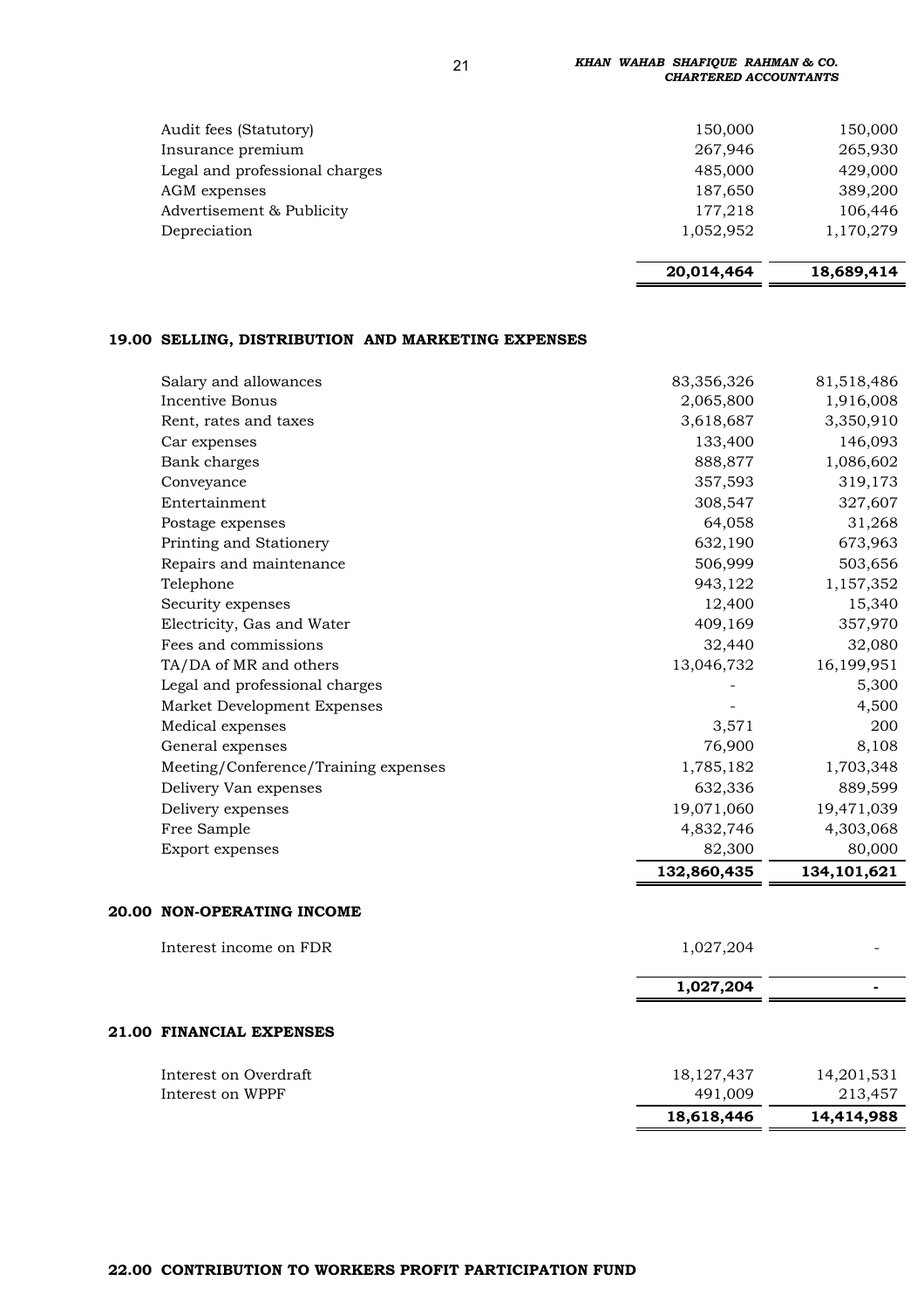| | | |
|---|---|---|
| Audit fees (Statutory) | 150,000 | 150,000 |
| Insurance premium | 267,946 | 265,930 |
| Legal and professional charges | 485,000 | 429,000 |
| AGM expenses | 187,650 | 389,200 |
| Advertisement & Publicity | 177,218 | 106,446 |
| Depreciation | 1,052,952 | 1,170,279 |
| | **20,014,464** | **18,689,414** |

## 19.00 SELLING, DISTRIBUTION AND MARKETING EXPENSES

| | | |
|---|---|---|
| Salary and allowances | 83,356,326 | 81,518,486 |
| Incentive Bonus | 2,065,800 | 1,916,008 |
| Rent, rates and taxes | 3,618,687 | 3,350,910 |
| Car expenses | 133,400 | 146,093 |
| Bank charges | 888,877 | 1,086,602 |
| Conveyance | 357,593 | 319,173 |
| Entertainment | 308,547 | 327,607 |
| Postage expenses | 64,058 | 31,268 |
| Printing and Stationery | 632,190 | 673,963 |
| Repairs and maintenance | 506,999 | 503,656 |
| Telephone | 943,122 | 1,157,352 |
| Security expenses | 12,400 | 15,340 |
| Electricity, Gas and Water | 409,169 | 357,970 |
| Fees and commissions | 32,440 | 32,080 |
| TA/DA of MR and others | 13,046,732 | 16,199,951 |
| Legal and professional charges | - | 5,300 |
| Market Development Expenses | - | 4,500 |
| Medical expenses | 3,571 | 200 |
| General expenses | 76,900 | 8,108 |
| Meeting/Conference/Training expenses | 1,785,182 | 1,703,348 |
| Delivery Van expenses | 632,336 | 889,599 |
| Delivery expenses | 19,071,060 | 19,471,039 |
| Free Sample | 4,832,746 | 4,303,068 |
| Export expenses | 82,300 | 80,000 |
| | **132,860,435** | **134,101,621** |

## 20.00 NON-OPERATING INCOME

| | | |
|---|---|---|
| Interest income on FDR | 1,027,204 | - |
| | **1,027,204** | **-** |

## 21.00 FINANCIAL EXPENSES

| | | |
|---|---|---|
| Interest on Overdraft | 18,127,437 | 14,201,531 |
| Interest on WPPF | 491,009 | 213,457 |
| | **18,618,446** | **14,414,988** |

## 22.00 CONTRIBUTION TO WORKERS PROFIT PARTICIPATION FUND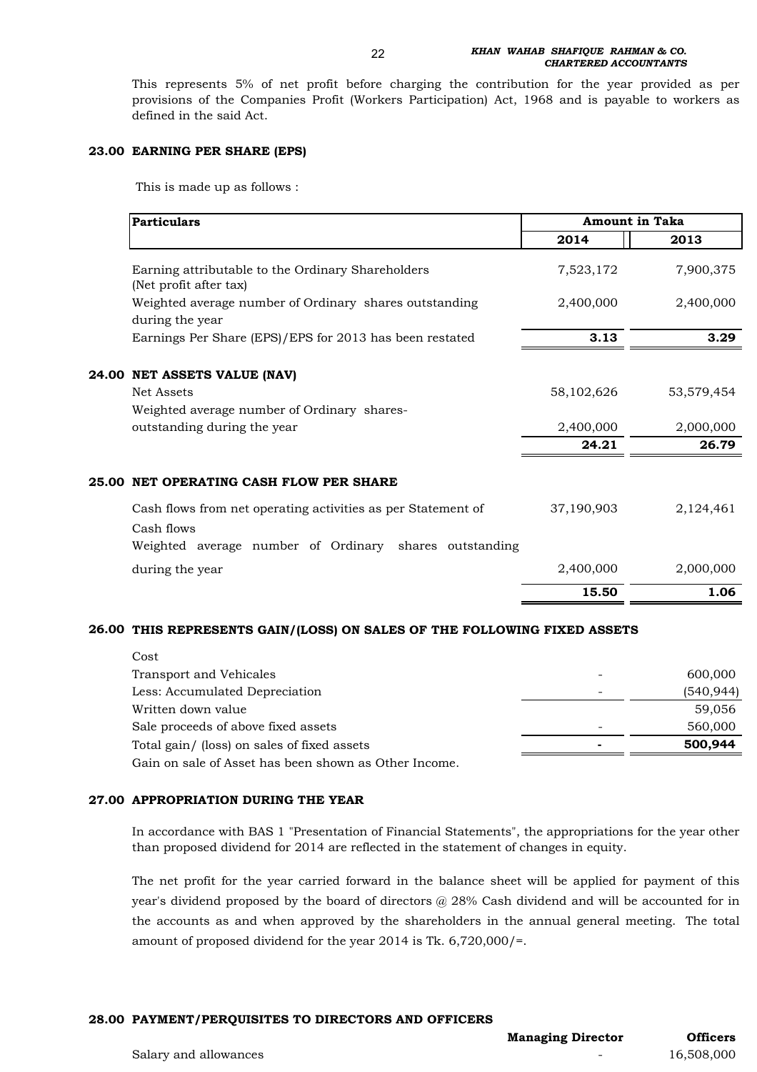This represents 5% of net profit before charging the contribution for the year provided as per provisions of the Companies Profit (Workers Participation) Act, 1968 and is payable to workers as defined in the said Act.

## 23.00 EARNING PER SHARE (EPS)

This is made up as follows :

| Particulars | Amount in Taka | |
|---|---|---|
| | 2014 | 2013 |
| Earning attributable to the Ordinary Shareholders (Net profit after tax) | 7,523,172 | 7,900,375 |
| Weighted average number of Ordinary shares outstanding during the year | 2,400,000 | 2,400,000 |
| Earnings Per Share (EPS)/EPS for 2013 has been restated | **3.13** | **3.29** |

## 24.00 NET ASSETS VALUE (NAV)

| Particulars | 2014 | 2013 |
|---|---|---|
| Net Assets | 58,102,626 | 53,579,454 |
| Weighted average number of Ordinary shares- outstanding during the year | 2,400,000 | 2,000,000 |
| | **24.21** | **26.79** |

## 25.00 NET OPERATING CASH FLOW PER SHARE

| Particulars | 2014 | 2013 |
|---|---|---|
| Cash flows from net operating activities as per Statement of Cash flows | 37,190,903 | 2,124,461 |
| Weighted average number of Ordinary shares outstanding during the year | 2,400,000 | 2,000,000 |
| | **15.50** | **1.06** |

## 26.00 THIS REPRESENTS GAIN/(LOSS) ON SALES OF THE FOLLOWING FIXED ASSETS

| Particulars | 2014 | 2013 |
|---|---|---|
| Cost | | |
| Transport and Vehicales | - | 600,000 |
| Less: Accumulated Depreciation | - | (540,944) |
| Written down value | | 59,056 |
| Sale proceeds of above fixed assets | - | 560,000 |
| Total gain/ (loss) on sales of fixed assets | **-** | **500,944** |

Gain on sale of Asset has been shown as Other Income.

## 27.00 APPROPRIATION DURING THE YEAR

In accordance with BAS 1 "Presentation of Financial Statements", the appropriations for the year other than proposed dividend for 2014 are reflected in the statement of changes in equity.

The net profit for the year carried forward in the balance sheet will be applied for payment of this year's dividend proposed by the board of directors @ 28% Cash dividend and will be accounted for in the accounts as and when approved by the shareholders in the annual general meeting. The total amount of proposed dividend for the year 2014 is Tk. 6,720,000/=.

## 28.00 PAYMENT/PERQUISITES TO DIRECTORS AND OFFICERS

| | Managing Director | Officers |
|---|---|---|
| Salary and allowances | - | 16,508,000 |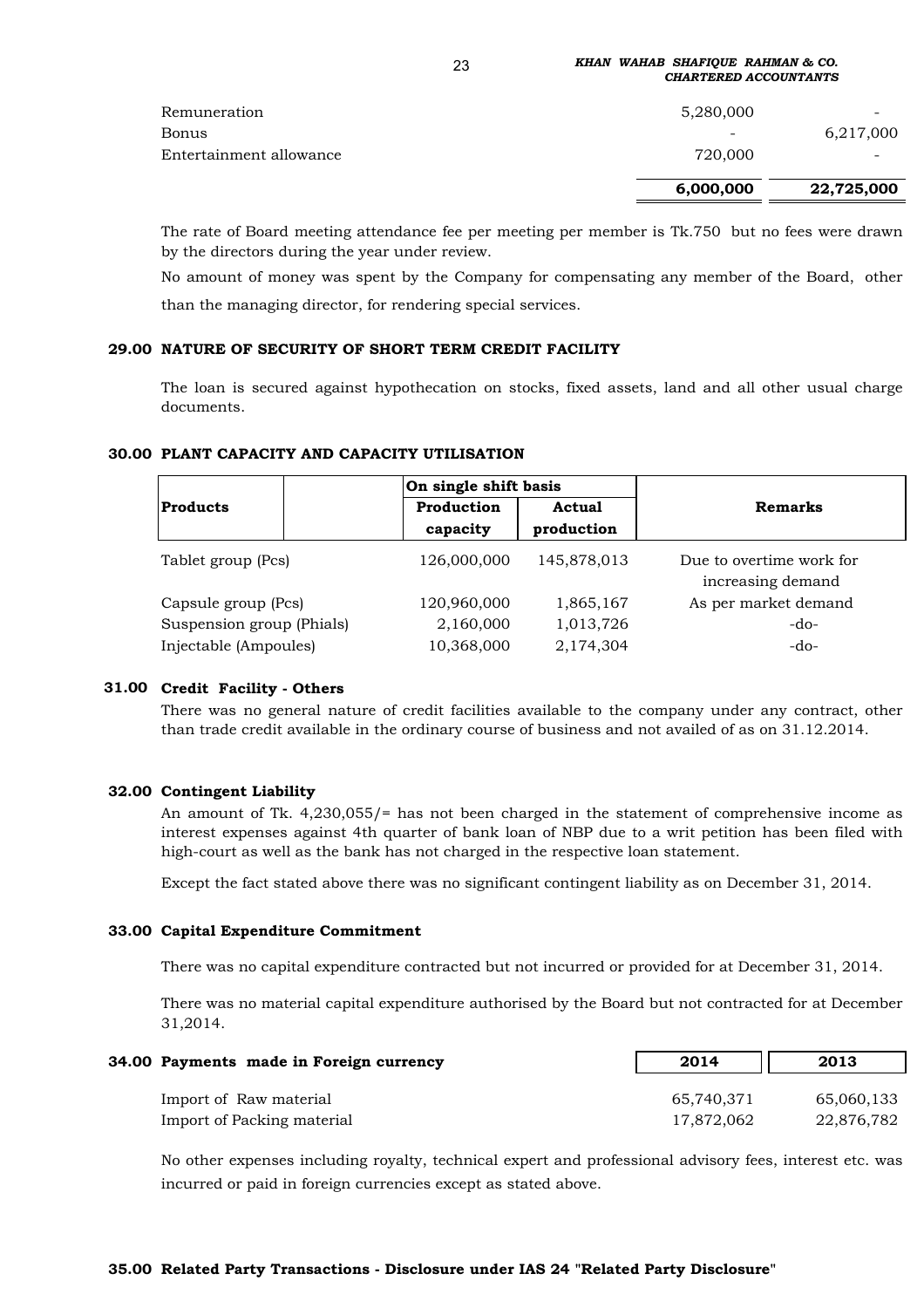| | | |
|---|---|---|
| Remuneration | 5,280,000 | - |
| Bonus | - | 6,217,000 |
| Entertainment allowance | 720,000 | - |
| | **6,000,000** | **22,725,000** |

The rate of Board meeting attendance fee per meeting per member is Tk.750 but no fees were drawn by the directors during the year under review.

No amount of money was spent by the Company for compensating any member of the Board, other than the managing director, for rendering special services.

### 29.00 NATURE OF SECURITY OF SHORT TERM CREDIT FACILITY

The loan is secured against hypothecation on stocks, fixed assets, land and all other usual charge documents.

### 30.00 PLANT CAPACITY AND CAPACITY UTILISATION

| Products | On single shift basis | | Remarks |
|---|---|---|---|
| | **Production capacity** | **Actual production** | |
| Tablet group (Pcs) | 126,000,000 | 145,878,013 | Due to overtime work for increasing demand |
| Capsule group (Pcs) | 120,960,000 | 1,865,167 | As per market demand |
| Suspension group (Phials) | 2,160,000 | 1,013,726 | -do- |
| Injectable (Ampoules) | 10,368,000 | 2,174,304 | -do- |

### 31.00 Credit Facility - Others

There was no general nature of credit facilities available to the company under any contract, other than trade credit available in the ordinary course of business and not availed of as on 31.12.2014.

### 32.00 Contingent Liability

An amount of Tk. 4,230,055/= has not been charged in the statement of comprehensive income as interest expenses against 4th quarter of bank loan of NBP due to a writ petition has been filed with high-court as well as the bank has not charged in the respective loan statement.

Except the fact stated above there was no significant contingent liability as on December 31, 2014.

### 33.00 Capital Expenditure Commitment

There was no capital expenditure contracted but not incurred or provided for at December 31, 2014.

There was no material capital expenditure authorised by the Board but not contracted for at December 31,2014.

### 34.00 Payments made in Foreign currency

| | 2014 | 2013 |
|---|---|---|
| Import of Raw material | 65,740,371 | 65,060,133 |
| Import of Packing material | 17,872,062 | 22,876,782 |

No other expenses including royalty, technical expert and professional advisory fees, interest etc. was incurred or paid in foreign currencies except as stated above.

### 35.00 Related Party Transactions - Disclosure under IAS 24 "Related Party Disclosure"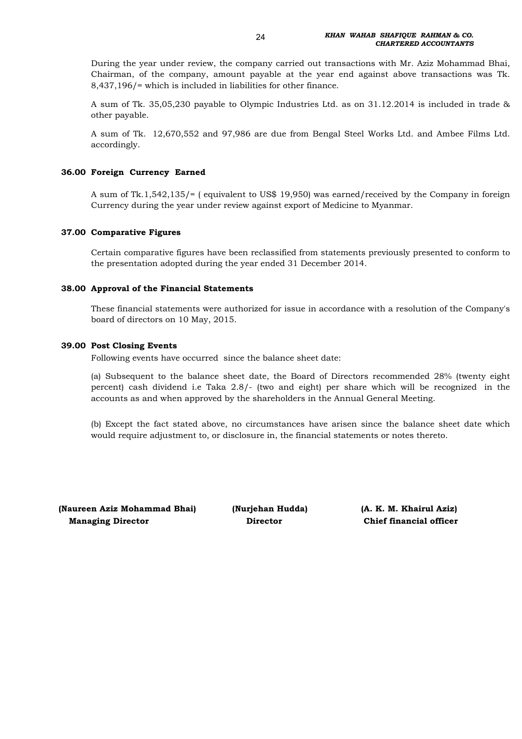During the year under review, the company carried out transactions with Mr. Aziz Mohammad Bhai, Chairman, of the company, amount payable at the year end against above transactions was Tk. 8,437,196/= which is included in liabilities for other finance.

A sum of Tk. 35,05,230 payable to Olympic Industries Ltd. as on 31.12.2014 is included in trade & other payable.

A sum of Tk. 12,670,552 and 97,986 are due from Bengal Steel Works Ltd. and Ambee Films Ltd. accordingly.

### 36.00 Foreign Currency Earned

A sum of Tk.1,542,135/= ( equivalent to US$ 19,950) was earned/received by the Company in foreign Currency during the year under review against export of Medicine to Myanmar.

### 37.00 Comparative Figures

Certain comparative figures have been reclassified from statements previously presented to conform to the presentation adopted during the year ended 31 December 2014.

### 38.00 Approval of the Financial Statements

These financial statements were authorized for issue in accordance with a resolution of the Company's board of directors on 10 May, 2015.

### 39.00 Post Closing Events

Following events have occurred since the balance sheet date:

(a) Subsequent to the balance sheet date, the Board of Directors recommended 28% (twenty eight percent) cash dividend i.e Taka 2.8/- (two and eight) per share which will be recognized in the accounts as and when approved by the shareholders in the Annual General Meeting.

(b) Except the fact stated above, no circumstances have arisen since the balance sheet date which would require adjustment to, or disclosure in, the financial statements or notes thereto.

| **(Naureen Aziz Mohammad Bhai)** | **(Nurjehan Hudda)** | **(A. K. M. Khairul Aziz)** |
|---|---|---|
| **Managing Director** | **Director** | **Chief financial officer** |